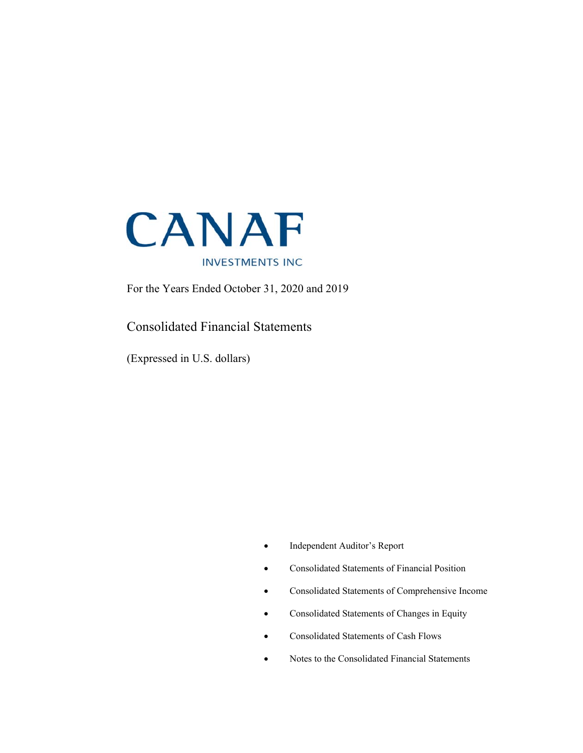# CANAF

INVESTMENTS INC

For the Years Ended October 31, 2020 and 2019

## Consolidated Financial Statements

(Expressed in U.S. dollars)

- Independent Auditor's Report
- Consolidated Statements of Financial Position
- Consolidated Statements of Comprehensive Income
- Consolidated Statements of Changes in Equity
- Consolidated Statements of Cash Flows
- Notes to the Consolidated Financial Statements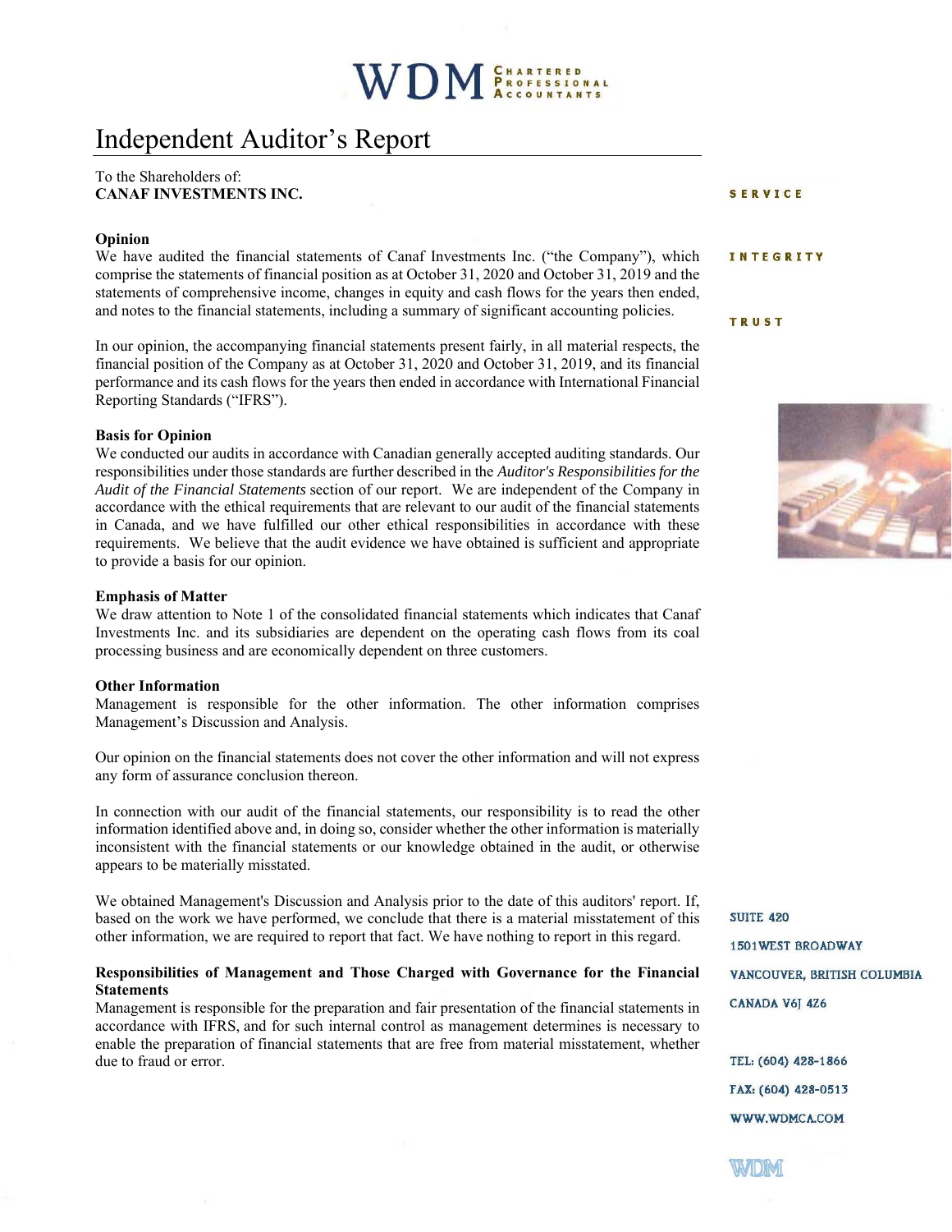# Independent Auditor's Report

To the Shareholders of:
**CANAF INVESTMENTS INC.**

**Opinion**

We have audited the financial statements of Canaf Investments Inc. ("the Company"), which comprise the statements of financial position as at October 31, 2020 and October 31, 2019 and the statements of comprehensive income, changes in equity and cash flows for the years then ended, and notes to the financial statements, including a summary of significant accounting policies.

In our opinion, the accompanying financial statements present fairly, in all material respects, the financial position of the Company as at October 31, 2020 and October 31, 2019, and its financial performance and its cash flows for the years then ended in accordance with International Financial Reporting Standards ("IFRS").

**Basis for Opinion**

We conducted our audits in accordance with Canadian generally accepted auditing standards. Our responsibilities under those standards are further described in the *Auditor's Responsibilities for the Audit of the Financial Statements* section of our report. We are independent of the Company in accordance with the ethical requirements that are relevant to our audit of the financial statements in Canada, and we have fulfilled our other ethical responsibilities in accordance with these requirements. We believe that the audit evidence we have obtained is sufficient and appropriate to provide a basis for our opinion.

**Emphasis of Matter**

We draw attention to Note 1 of the consolidated financial statements which indicates that Canaf Investments Inc. and its subsidiaries are dependent on the operating cash flows from its coal processing business and are economically dependent on three customers.

**Other Information**

Management is responsible for the other information. The other information comprises Management's Discussion and Analysis.

Our opinion on the financial statements does not cover the other information and will not express any form of assurance conclusion thereon.

In connection with our audit of the financial statements, our responsibility is to read the other information identified above and, in doing so, consider whether the other information is materially inconsistent with the financial statements or our knowledge obtained in the audit, or otherwise appears to be materially misstated.

We obtained Management's Discussion and Analysis prior to the date of this auditors' report. If, based on the work we have performed, we conclude that there is a material misstatement of this other information, we are required to report that fact. We have nothing to report in this regard.

**Responsibilities of Management and Those Charged with Governance for the Financial Statements**

Management is responsible for the preparation and fair presentation of the financial statements in accordance with IFRS, and for such internal control as management determines is necessary to enable the preparation of financial statements that are free from material misstatement, whether due to fraud or error.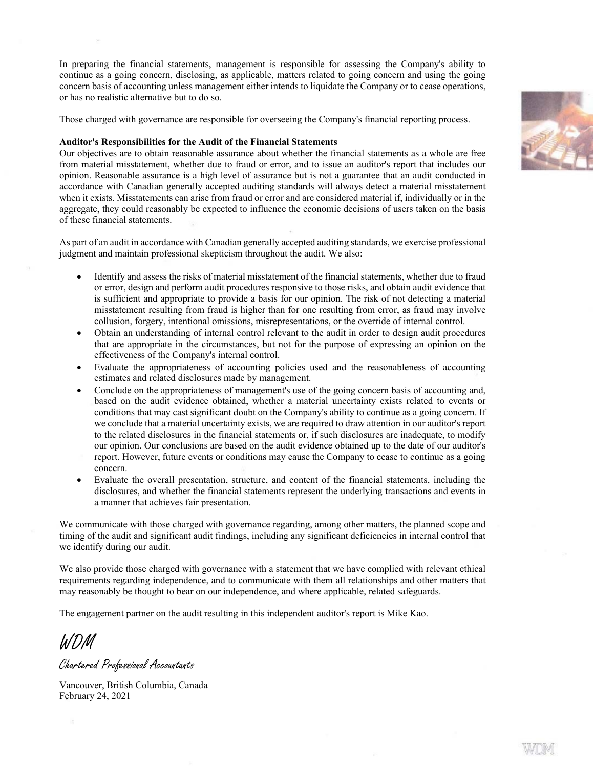In preparing the financial statements, management is responsible for assessing the Company's ability to continue as a going concern, disclosing, as applicable, matters related to going concern and using the going concern basis of accounting unless management either intends to liquidate the Company or to cease operations, or has no realistic alternative but to do so.

Those charged with governance are responsible for overseeing the Company's financial reporting process.

**Auditor's Responsibilities for the Audit of the Financial Statements**

Our objectives are to obtain reasonable assurance about whether the financial statements as a whole are free from material misstatement, whether due to fraud or error, and to issue an auditor's report that includes our opinion. Reasonable assurance is a high level of assurance but is not a guarantee that an audit conducted in accordance with Canadian generally accepted auditing standards will always detect a material misstatement when it exists. Misstatements can arise from fraud or error and are considered material if, individually or in the aggregate, they could reasonably be expected to influence the economic decisions of users taken on the basis of these financial statements.

As part of an audit in accordance with Canadian generally accepted auditing standards, we exercise professional judgment and maintain professional skepticism throughout the audit. We also:

- Identify and assess the risks of material misstatement of the financial statements, whether due to fraud or error, design and perform audit procedures responsive to those risks, and obtain audit evidence that is sufficient and appropriate to provide a basis for our opinion. The risk of not detecting a material misstatement resulting from fraud is higher than for one resulting from error, as fraud may involve collusion, forgery, intentional omissions, misrepresentations, or the override of internal control.
- Obtain an understanding of internal control relevant to the audit in order to design audit procedures that are appropriate in the circumstances, but not for the purpose of expressing an opinion on the effectiveness of the Company's internal control.
- Evaluate the appropriateness of accounting policies used and the reasonableness of accounting estimates and related disclosures made by management.
- Conclude on the appropriateness of management's use of the going concern basis of accounting and, based on the audit evidence obtained, whether a material uncertainty exists related to events or conditions that may cast significant doubt on the Company's ability to continue as a going concern. If we conclude that a material uncertainty exists, we are required to draw attention in our auditor's report to the related disclosures in the financial statements or, if such disclosures are inadequate, to modify our opinion. Our conclusions are based on the audit evidence obtained up to the date of our auditor's report. However, future events or conditions may cause the Company to cease to continue as a going concern.
- Evaluate the overall presentation, structure, and content of the financial statements, including the disclosures, and whether the financial statements represent the underlying transactions and events in a manner that achieves fair presentation.

We communicate with those charged with governance regarding, among other matters, the planned scope and timing of the audit and significant audit findings, including any significant deficiencies in internal control that we identify during our audit.

We also provide those charged with governance with a statement that we have complied with relevant ethical requirements regarding independence, and to communicate with them all relationships and other matters that may reasonably be thought to bear on our independence, and where applicable, related safeguards.

The engagement partner on the audit resulting in this independent auditor's report is Mike Kao.

*WDM*

*Chartered Professional Accountants*

Vancouver, British Columbia, Canada
February 24, 2021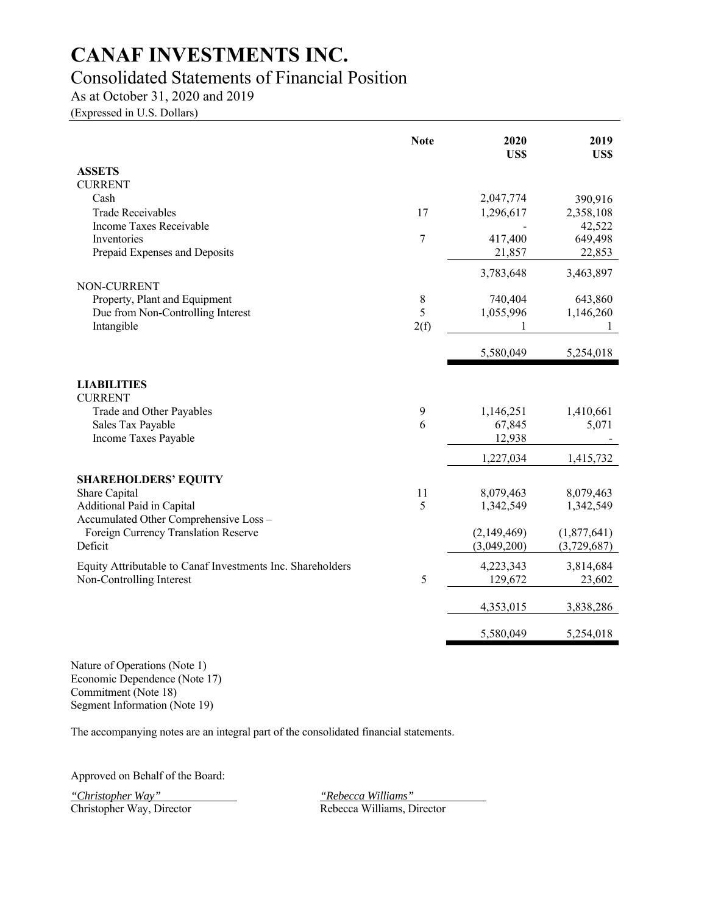# CANAF INVESTMENTS INC.

## Consolidated Statements of Financial Position

As at October 31, 2020 and 2019

(Expressed in U.S. Dollars)

| | Note | 2020 US$ | 2019 US$ |
|---|---|---|---|
| **ASSETS** | | | |
| CURRENT | | | |
| Cash | | 2,047,774 | 390,916 |
| Trade Receivables | 17 | 1,296,617 | 2,358,108 |
| Income Taxes Receivable | | - | 42,522 |
| Inventories | 7 | 417,400 | 649,498 |
| Prepaid Expenses and Deposits | | 21,857 | 22,853 |
| | | 3,783,648 | 3,463,897 |
| NON-CURRENT | | | |
| Property, Plant and Equipment | 8 | 740,404 | 643,860 |
| Due from Non-Controlling Interest | 5 | 1,055,996 | 1,146,260 |
| Intangible | 2(f) | 1 | 1 |
| | | 5,580,049 | 5,254,018 |
| **LIABILITIES** | | | |
| CURRENT | | | |
| Trade and Other Payables | 9 | 1,146,251 | 1,410,661 |
| Sales Tax Payable | 6 | 67,845 | 5,071 |
| Income Taxes Payable | | 12,938 | - |
| | | 1,227,034 | 1,415,732 |
| **SHAREHOLDERS' EQUITY** | | | |
| Share Capital | 11 | 8,079,463 | 8,079,463 |
| Additional Paid in Capital | 5 | 1,342,549 | 1,342,549 |
| Accumulated Other Comprehensive Loss – Foreign Currency Translation Reserve | | (2,149,469) | (1,877,641) |
| Deficit | | (3,049,200) | (3,729,687) |
| Equity Attributable to Canaf Investments Inc. Shareholders | | 4,223,343 | 3,814,684 |
| Non-Controlling Interest | 5 | 129,672 | 23,602 |
| | | 4,353,015 | 3,838,286 |
| | | 5,580,049 | 5,254,018 |

Nature of Operations (Note 1)
Economic Dependence (Note 17)
Commitment (Note 18)
Segment Information (Note 19)

The accompanying notes are an integral part of the consolidated financial statements.

Approved on Behalf of the Board:

*"Christopher Way"*
Christopher Way, Director

*"Rebecca Williams"*
Rebecca Williams, Director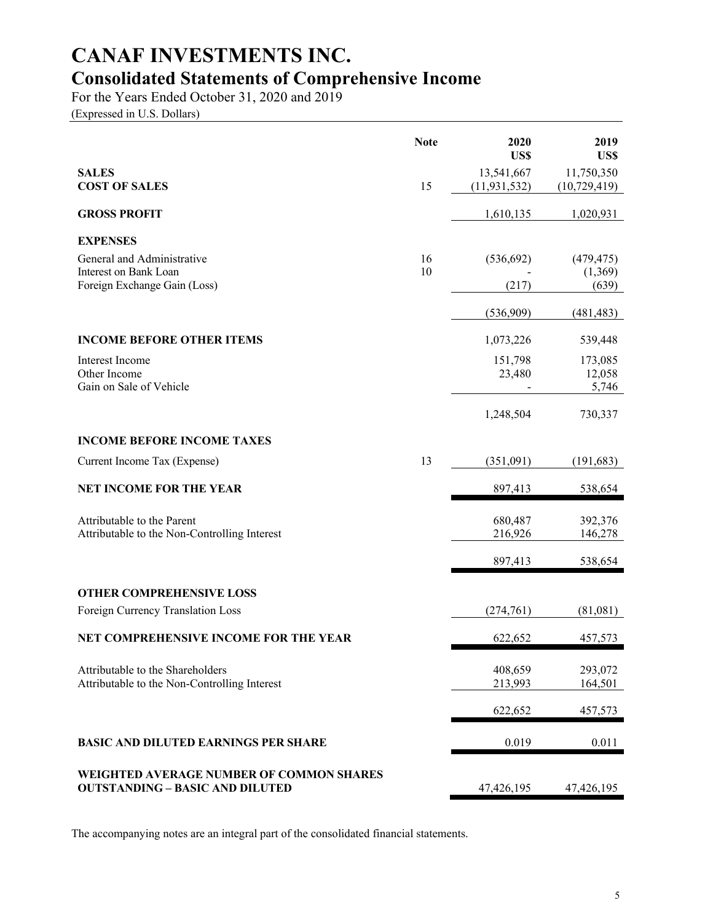# CANAF INVESTMENTS INC.

## Consolidated Statements of Comprehensive Income

For the Years Ended October 31, 2020 and 2019

(Expressed in U.S. Dollars)

| | Note | 2020 US$ | 2019 US$ |
|---|---|---|---|
| **SALES** | | 13,541,667 | 11,750,350 |
| **COST OF SALES** | 15 | (11,931,532) | (10,729,419) |
| **GROSS PROFIT** | | 1,610,135 | 1,020,931 |
| **EXPENSES** | | | |
| General and Administrative | 16 | (536,692) | (479,475) |
| Interest on Bank Loan | 10 | - | (1,369) |
| Foreign Exchange Gain (Loss) | | (217) | (639) |
| | | (536,909) | (481,483) |
| **INCOME BEFORE OTHER ITEMS** | | 1,073,226 | 539,448 |
| Interest Income | | 151,798 | 173,085 |
| Other Income | | 23,480 | 12,058 |
| Gain on Sale of Vehicle | | - | 5,746 |
| | | 1,248,504 | 730,337 |
| **INCOME BEFORE INCOME TAXES** | | | |
| Current Income Tax (Expense) | 13 | (351,091) | (191,683) |
| **NET INCOME FOR THE YEAR** | | 897,413 | 538,654 |
| Attributable to the Parent | | 680,487 | 392,376 |
| Attributable to the Non-Controlling Interest | | 216,926 | 146,278 |
| | | 897,413 | 538,654 |
| **OTHER COMPREHENSIVE LOSS** | | | |
| Foreign Currency Translation Loss | | (274,761) | (81,081) |
| **NET COMPREHENSIVE INCOME FOR THE YEAR** | | 622,652 | 457,573 |
| Attributable to the Shareholders | | 408,659 | 293,072 |
| Attributable to the Non-Controlling Interest | | 213,993 | 164,501 |
| | | 622,652 | 457,573 |
| **BASIC AND DILUTED EARNINGS PER SHARE** | | 0.019 | 0.011 |
| **WEIGHTED AVERAGE NUMBER OF COMMON SHARES OUTSTANDING – BASIC AND DILUTED** | | 47,426,195 | 47,426,195 |

The accompanying notes are an integral part of the consolidated financial statements.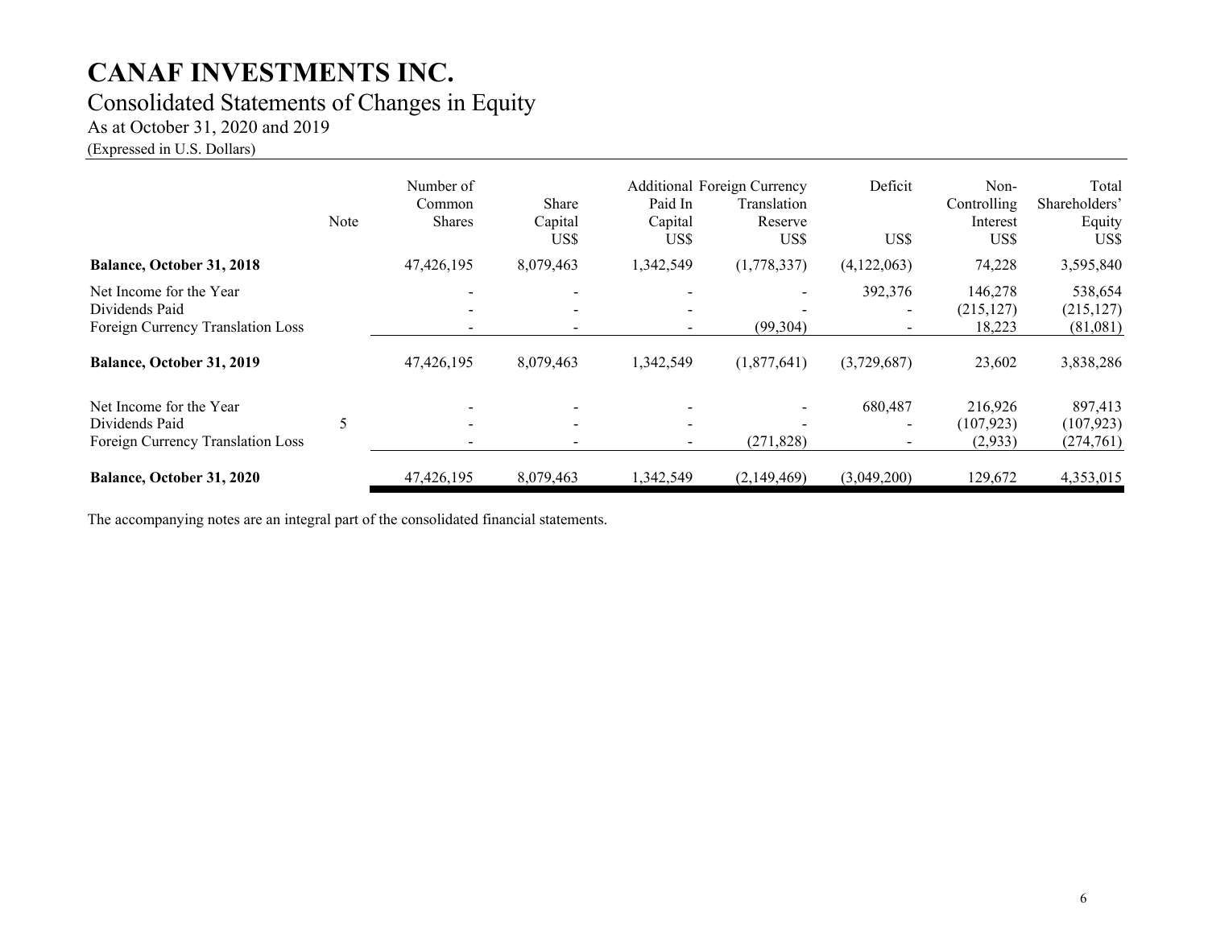# CANAF INVESTMENTS INC.

## Consolidated Statements of Changes in Equity

As at October 31, 2020 and 2019

(Expressed in U.S. Dollars)

| | Note | Number of Common Shares | Share Capital US$ | Additional Paid In Capital US$ | Foreign Currency Translation Reserve US$ | Deficit US$ | Non-Controlling Interest US$ | Total Shareholders' Equity US$ |
|---|---|---|---|---|---|---|---|---|
| **Balance, October 31, 2018** | | 47,426,195 | 8,079,463 | 1,342,549 | (1,778,337) | (4,122,063) | 74,228 | 3,595,840 |
| Net Income for the Year | | - | - | - | - | 392,376 | 146,278 | 538,654 |
| Dividends Paid | | - | - | - | - | - | (215,127) | (215,127) |
| Foreign Currency Translation Loss | | - | - | - | (99,304) | - | 18,223 | (81,081) |
| **Balance, October 31, 2019** | | 47,426,195 | 8,079,463 | 1,342,549 | (1,877,641) | (3,729,687) | 23,602 | 3,838,286 |
| Net Income for the Year | | - | - | - | - | 680,487 | 216,926 | 897,413 |
| Dividends Paid | 5 | - | - | - | - | - | (107,923) | (107,923) |
| Foreign Currency Translation Loss | | - | - | - | (271,828) | - | (2,933) | (274,761) |
| **Balance, October 31, 2020** | | 47,426,195 | 8,079,463 | 1,342,549 | (2,149,469) | (3,049,200) | 129,672 | 4,353,015 |

The accompanying notes are an integral part of the consolidated financial statements.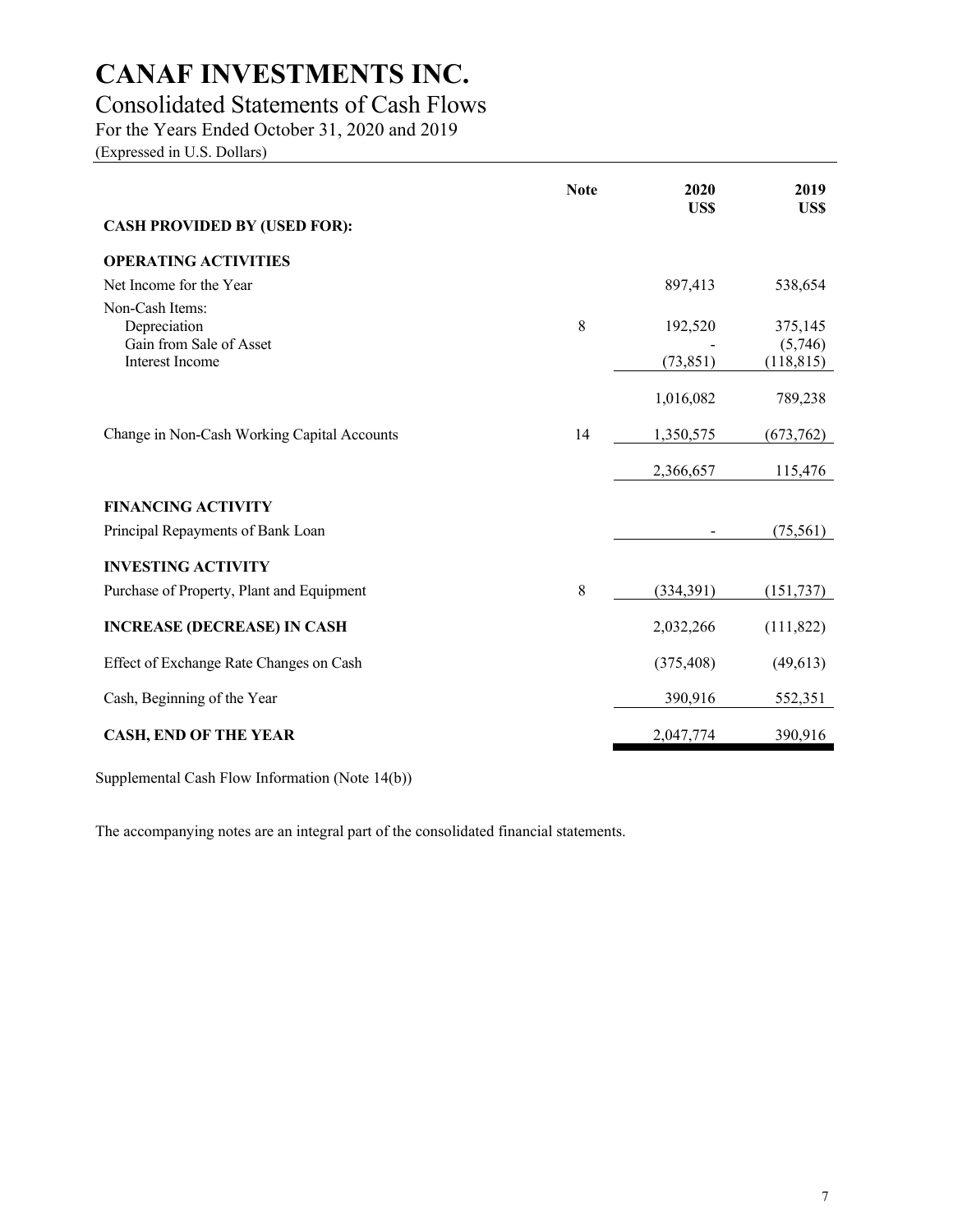# CANAF INVESTMENTS INC.

## Consolidated Statements of Cash Flows

For the Years Ended October 31, 2020 and 2019

(Expressed in U.S. Dollars)

| | Note | 2020 US$ | 2019 US$ |
|---|---|---|---|
| **CASH PROVIDED BY (USED FOR):** | | | |
| **OPERATING ACTIVITIES** | | | |
| Net Income for the Year | | 897,413 | 538,654 |
| Non-Cash Items: | | | |
| Depreciation | 8 | 192,520 | 375,145 |
| Gain from Sale of Asset | | - | (5,746) |
| Interest Income | | (73,851) | (118,815) |
| | | 1,016,082 | 789,238 |
| Change in Non-Cash Working Capital Accounts | 14 | 1,350,575 | (673,762) |
| | | 2,366,657 | 115,476 |
| **FINANCING ACTIVITY** | | | |
| Principal Repayments of Bank Loan | | - | (75,561) |
| **INVESTING ACTIVITY** | | | |
| Purchase of Property, Plant and Equipment | 8 | (334,391) | (151,737) |
| **INCREASE (DECREASE) IN CASH** | | 2,032,266 | (111,822) |
| Effect of Exchange Rate Changes on Cash | | (375,408) | (49,613) |
| Cash, Beginning of the Year | | 390,916 | 552,351 |
| **CASH, END OF THE YEAR** | | 2,047,774 | 390,916 |

Supplemental Cash Flow Information (Note 14(b))

The accompanying notes are an integral part of the consolidated financial statements.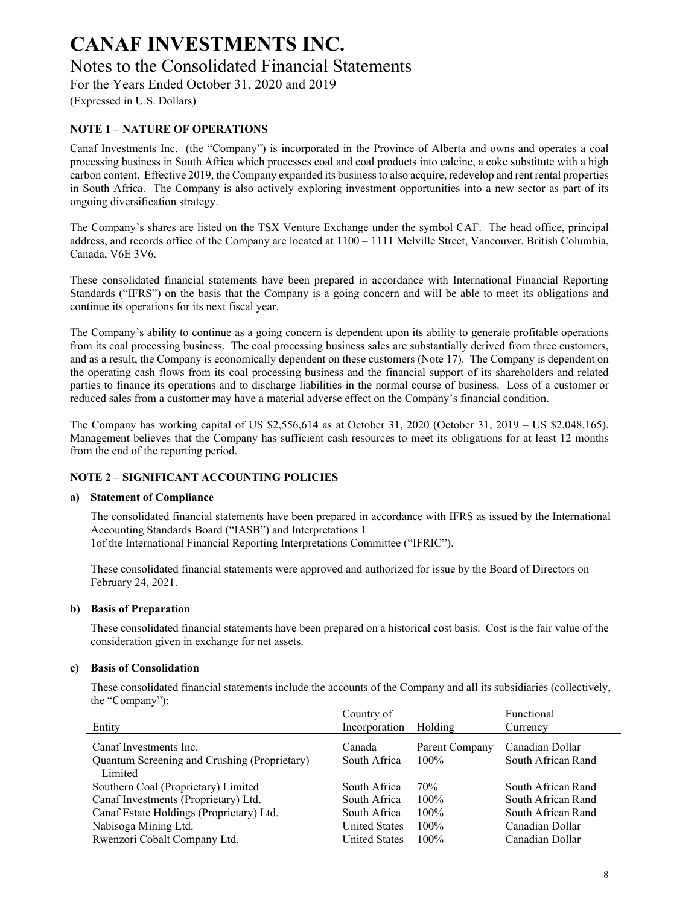# CANAF INVESTMENTS INC.

## Notes to the Consolidated Financial Statements

For the Years Ended October 31, 2020 and 2019

(Expressed in U.S. Dollars)

### NOTE 1 – NATURE OF OPERATIONS

Canaf Investments Inc. (the "Company") is incorporated in the Province of Alberta and owns and operates a coal processing business in South Africa which processes coal and coal products into calcine, a coke substitute with a high carbon content. Effective 2019, the Company expanded its business to also acquire, redevelop and rent rental properties in South Africa. The Company is also actively exploring investment opportunities into a new sector as part of its ongoing diversification strategy.

The Company's shares are listed on the TSX Venture Exchange under the symbol CAF. The head office, principal address, and records office of the Company are located at 1100 – 1111 Melville Street, Vancouver, British Columbia, Canada, V6E 3V6.

These consolidated financial statements have been prepared in accordance with International Financial Reporting Standards ("IFRS") on the basis that the Company is a going concern and will be able to meet its obligations and continue its operations for its next fiscal year.

The Company's ability to continue as a going concern is dependent upon its ability to generate profitable operations from its coal processing business. The coal processing business sales are substantially derived from three customers, and as a result, the Company is economically dependent on these customers (Note 17). The Company is dependent on the operating cash flows from its coal processing business and the financial support of its shareholders and related parties to finance its operations and to discharge liabilities in the normal course of business. Loss of a customer or reduced sales from a customer may have a material adverse effect on the Company's financial condition.

The Company has working capital of US $2,556,614 as at October 31, 2020 (October 31, 2019 – US $2,048,165). Management believes that the Company has sufficient cash resources to meet its obligations for at least 12 months from the end of the reporting period.

### NOTE 2 – SIGNIFICANT ACCOUNTING POLICIES

#### a) Statement of Compliance

The consolidated financial statements have been prepared in accordance with IFRS as issued by the International Accounting Standards Board ("IASB") and Interpretations 1
1of the International Financial Reporting Interpretations Committee ("IFRIC").

These consolidated financial statements were approved and authorized for issue by the Board of Directors on February 24, 2021.

#### b) Basis of Preparation

These consolidated financial statements have been prepared on a historical cost basis. Cost is the fair value of the consideration given in exchange for net assets.

#### c) Basis of Consolidation

These consolidated financial statements include the accounts of the Company and all its subsidiaries (collectively, the "Company"):

| Entity | Country of Incorporation | Holding | Functional Currency |
|---|---|---|---|
| Canaf Investments Inc. | Canada | Parent Company | Canadian Dollar |
| Quantum Screening and Crushing (Proprietary) Limited | South Africa | 100% | South African Rand |
| Southern Coal (Proprietary) Limited | South Africa | 70% | South African Rand |
| Canaf Investments (Proprietary) Ltd. | South Africa | 100% | South African Rand |
| Canaf Estate Holdings (Proprietary) Ltd. | South Africa | 100% | South African Rand |
| Nabisoga Mining Ltd. | United States | 100% | Canadian Dollar |
| Rwenzori Cobalt Company Ltd. | United States | 100% | Canadian Dollar |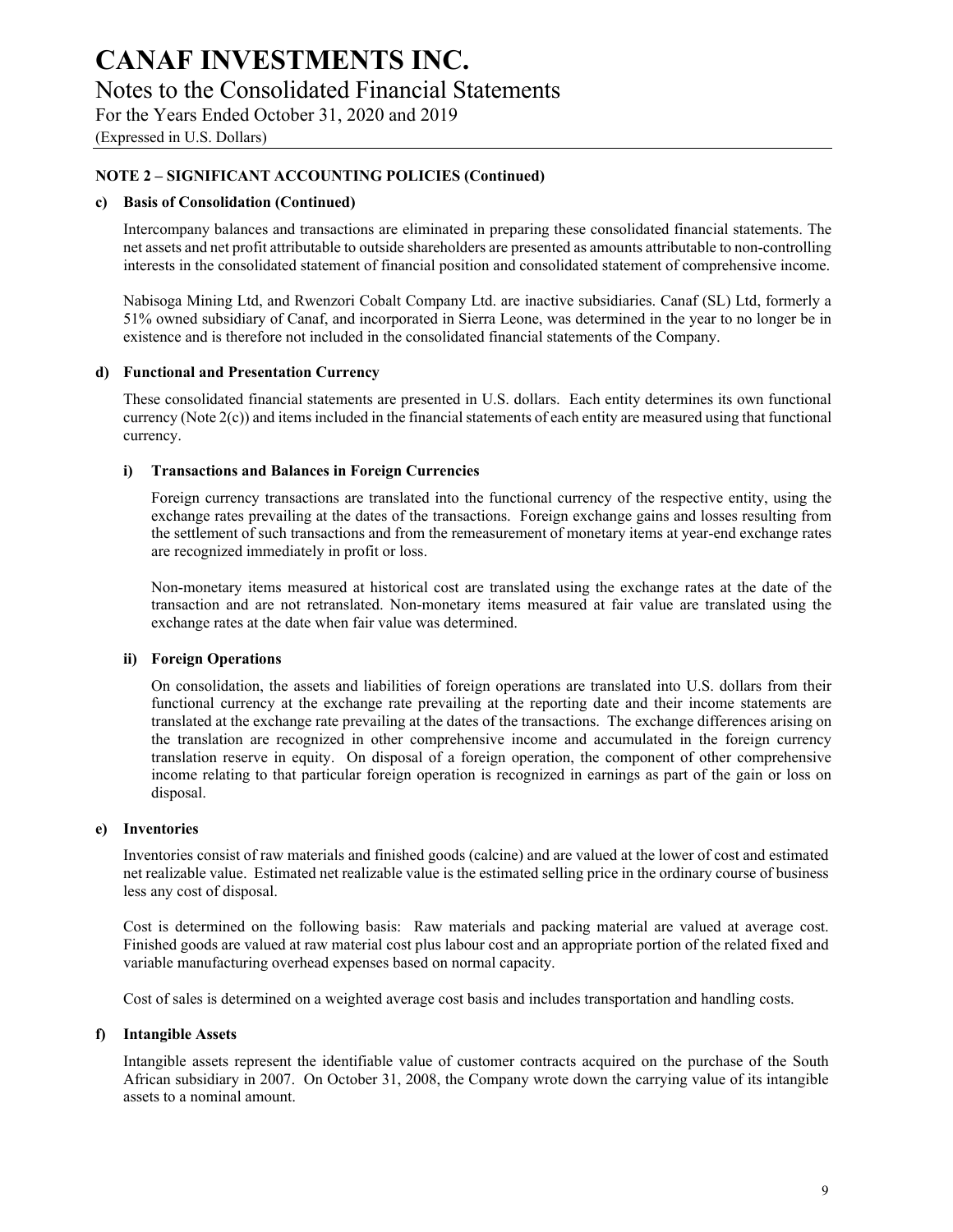### NOTE 2 – SIGNIFICANT ACCOUNTING POLICIES (Continued)

#### c) Basis of Consolidation (Continued)

Intercompany balances and transactions are eliminated in preparing these consolidated financial statements. The net assets and net profit attributable to outside shareholders are presented as amounts attributable to non-controlling interests in the consolidated statement of financial position and consolidated statement of comprehensive income.

Nabisoga Mining Ltd, and Rwenzori Cobalt Company Ltd. are inactive subsidiaries. Canaf (SL) Ltd, formerly a 51% owned subsidiary of Canaf, and incorporated in Sierra Leone, was determined in the year to no longer be in existence and is therefore not included in the consolidated financial statements of the Company.

#### d) Functional and Presentation Currency

These consolidated financial statements are presented in U.S. dollars. Each entity determines its own functional currency (Note 2(c)) and items included in the financial statements of each entity are measured using that functional currency.

##### i) Transactions and Balances in Foreign Currencies

Foreign currency transactions are translated into the functional currency of the respective entity, using the exchange rates prevailing at the dates of the transactions. Foreign exchange gains and losses resulting from the settlement of such transactions and from the remeasurement of monetary items at year-end exchange rates are recognized immediately in profit or loss.

Non-monetary items measured at historical cost are translated using the exchange rates at the date of the transaction and are not retranslated. Non-monetary items measured at fair value are translated using the exchange rates at the date when fair value was determined.

##### ii) Foreign Operations

On consolidation, the assets and liabilities of foreign operations are translated into U.S. dollars from their functional currency at the exchange rate prevailing at the reporting date and their income statements are translated at the exchange rate prevailing at the dates of the transactions. The exchange differences arising on the translation are recognized in other comprehensive income and accumulated in the foreign currency translation reserve in equity. On disposal of a foreign operation, the component of other comprehensive income relating to that particular foreign operation is recognized in earnings as part of the gain or loss on disposal.

#### e) Inventories

Inventories consist of raw materials and finished goods (calcine) and are valued at the lower of cost and estimated net realizable value. Estimated net realizable value is the estimated selling price in the ordinary course of business less any cost of disposal.

Cost is determined on the following basis: Raw materials and packing material are valued at average cost. Finished goods are valued at raw material cost plus labour cost and an appropriate portion of the related fixed and variable manufacturing overhead expenses based on normal capacity.

Cost of sales is determined on a weighted average cost basis and includes transportation and handling costs.

#### f) Intangible Assets

Intangible assets represent the identifiable value of customer contracts acquired on the purchase of the South African subsidiary in 2007. On October 31, 2008, the Company wrote down the carrying value of its intangible assets to a nominal amount.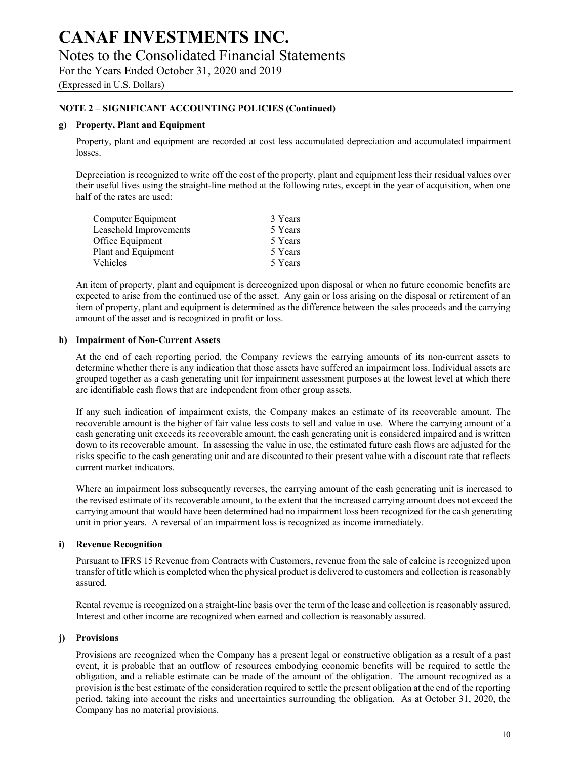## NOTE 2 – SIGNIFICANT ACCOUNTING POLICIES (Continued)

### g) Property, Plant and Equipment

Property, plant and equipment are recorded at cost less accumulated depreciation and accumulated impairment losses.

Depreciation is recognized to write off the cost of the property, plant and equipment less their residual values over their useful lives using the straight-line method at the following rates, except in the year of acquisition, when one half of the rates are used:

| | |
|---|---|
| Computer Equipment | 3 Years |
| Leasehold Improvements | 5 Years |
| Office Equipment | 5 Years |
| Plant and Equipment | 5 Years |
| Vehicles | 5 Years |

An item of property, plant and equipment is derecognized upon disposal or when no future economic benefits are expected to arise from the continued use of the asset. Any gain or loss arising on the disposal or retirement of an item of property, plant and equipment is determined as the difference between the sales proceeds and the carrying amount of the asset and is recognized in profit or loss.

### h) Impairment of Non-Current Assets

At the end of each reporting period, the Company reviews the carrying amounts of its non-current assets to determine whether there is any indication that those assets have suffered an impairment loss. Individual assets are grouped together as a cash generating unit for impairment assessment purposes at the lowest level at which there are identifiable cash flows that are independent from other group assets.

If any such indication of impairment exists, the Company makes an estimate of its recoverable amount. The recoverable amount is the higher of fair value less costs to sell and value in use. Where the carrying amount of a cash generating unit exceeds its recoverable amount, the cash generating unit is considered impaired and is written down to its recoverable amount. In assessing the value in use, the estimated future cash flows are adjusted for the risks specific to the cash generating unit and are discounted to their present value with a discount rate that reflects current market indicators.

Where an impairment loss subsequently reverses, the carrying amount of the cash generating unit is increased to the revised estimate of its recoverable amount, to the extent that the increased carrying amount does not exceed the carrying amount that would have been determined had no impairment loss been recognized for the cash generating unit in prior years. A reversal of an impairment loss is recognized as income immediately.

### i) Revenue Recognition

Pursuant to IFRS 15 Revenue from Contracts with Customers, revenue from the sale of calcine is recognized upon transfer of title which is completed when the physical product is delivered to customers and collection is reasonably assured.

Rental revenue is recognized on a straight-line basis over the term of the lease and collection is reasonably assured. Interest and other income are recognized when earned and collection is reasonably assured.

### j) Provisions

Provisions are recognized when the Company has a present legal or constructive obligation as a result of a past event, it is probable that an outflow of resources embodying economic benefits will be required to settle the obligation, and a reliable estimate can be made of the amount of the obligation. The amount recognized as a provision is the best estimate of the consideration required to settle the present obligation at the end of the reporting period, taking into account the risks and uncertainties surrounding the obligation. As at October 31, 2020, the Company has no material provisions.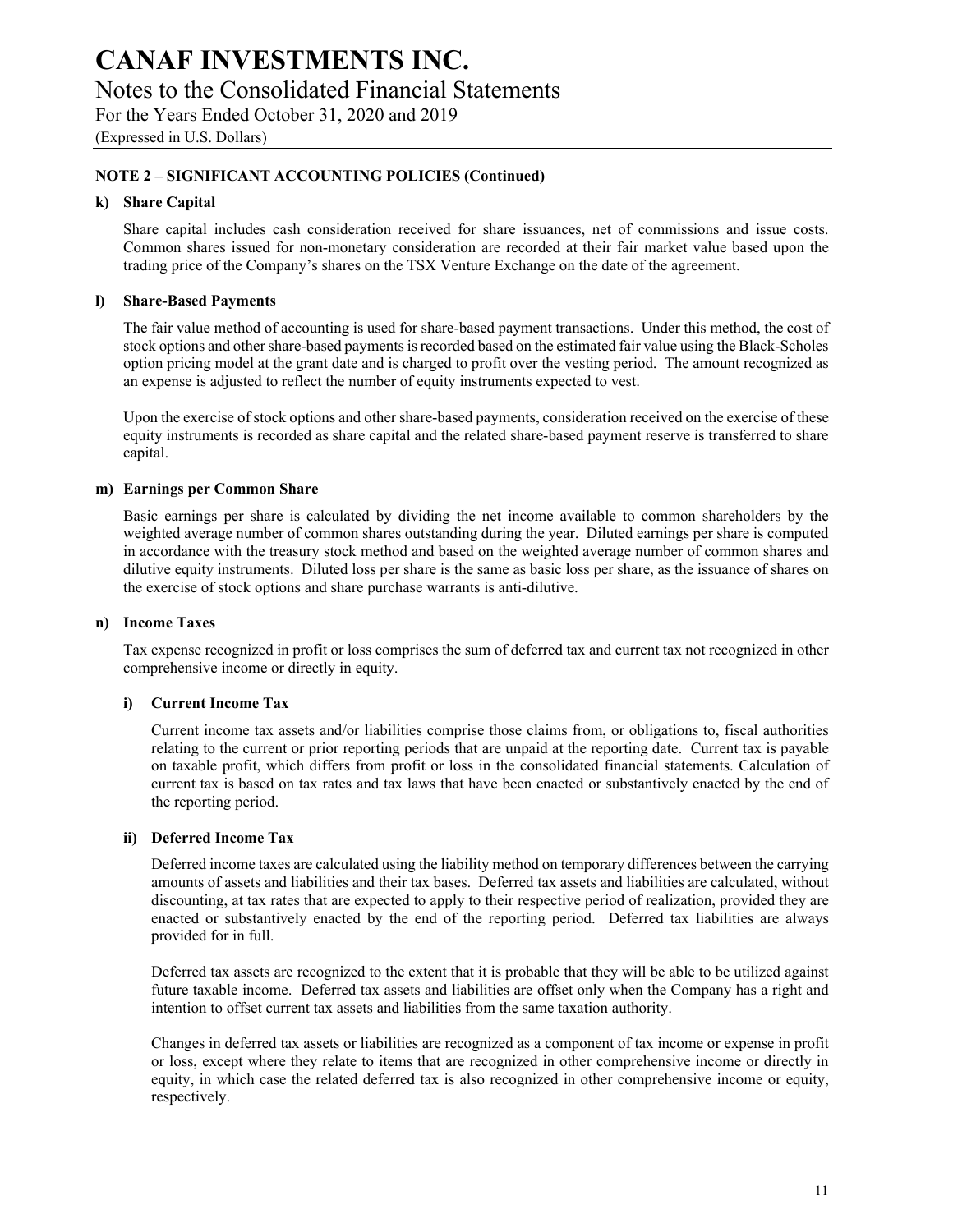# CANAF INVESTMENTS INC.

## Notes to the Consolidated Financial Statements

For the Years Ended October 31, 2020 and 2019

(Expressed in U.S. Dollars)

### NOTE 2 – SIGNIFICANT ACCOUNTING POLICIES (Continued)

**k) Share Capital**

Share capital includes cash consideration received for share issuances, net of commissions and issue costs. Common shares issued for non-monetary consideration are recorded at their fair market value based upon the trading price of the Company's shares on the TSX Venture Exchange on the date of the agreement.

**l) Share-Based Payments**

The fair value method of accounting is used for share-based payment transactions. Under this method, the cost of stock options and other share-based payments is recorded based on the estimated fair value using the Black-Scholes option pricing model at the grant date and is charged to profit over the vesting period. The amount recognized as an expense is adjusted to reflect the number of equity instruments expected to vest.

Upon the exercise of stock options and other share-based payments, consideration received on the exercise of these equity instruments is recorded as share capital and the related share-based payment reserve is transferred to share capital.

**m) Earnings per Common Share**

Basic earnings per share is calculated by dividing the net income available to common shareholders by the weighted average number of common shares outstanding during the year. Diluted earnings per share is computed in accordance with the treasury stock method and based on the weighted average number of common shares and dilutive equity instruments. Diluted loss per share is the same as basic loss per share, as the issuance of shares on the exercise of stock options and share purchase warrants is anti-dilutive.

**n) Income Taxes**

Tax expense recognized in profit or loss comprises the sum of deferred tax and current tax not recognized in other comprehensive income or directly in equity.

**i) Current Income Tax**

Current income tax assets and/or liabilities comprise those claims from, or obligations to, fiscal authorities relating to the current or prior reporting periods that are unpaid at the reporting date. Current tax is payable on taxable profit, which differs from profit or loss in the consolidated financial statements. Calculation of current tax is based on tax rates and tax laws that have been enacted or substantively enacted by the end of the reporting period.

**ii) Deferred Income Tax**

Deferred income taxes are calculated using the liability method on temporary differences between the carrying amounts of assets and liabilities and their tax bases. Deferred tax assets and liabilities are calculated, without discounting, at tax rates that are expected to apply to their respective period of realization, provided they are enacted or substantively enacted by the end of the reporting period. Deferred tax liabilities are always provided for in full.

Deferred tax assets are recognized to the extent that it is probable that they will be able to be utilized against future taxable income. Deferred tax assets and liabilities are offset only when the Company has a right and intention to offset current tax assets and liabilities from the same taxation authority.

Changes in deferred tax assets or liabilities are recognized as a component of tax income or expense in profit or loss, except where they relate to items that are recognized in other comprehensive income or directly in equity, in which case the related deferred tax is also recognized in other comprehensive income or equity, respectively.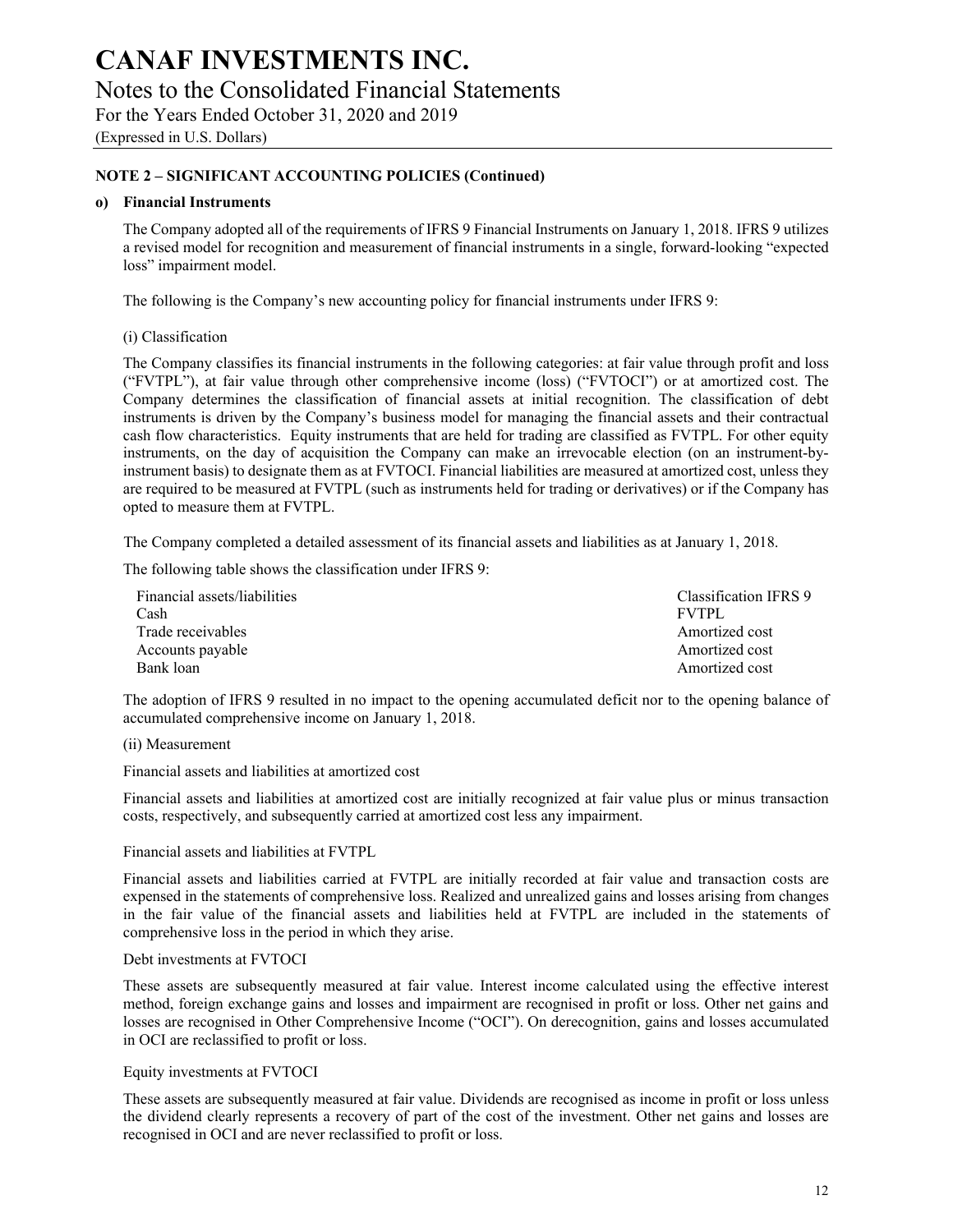## NOTE 2 – SIGNIFICANT ACCOUNTING POLICIES (Continued)

### o) Financial Instruments

The Company adopted all of the requirements of IFRS 9 Financial Instruments on January 1, 2018. IFRS 9 utilizes a revised model for recognition and measurement of financial instruments in a single, forward-looking "expected loss" impairment model.

The following is the Company's new accounting policy for financial instruments under IFRS 9:

(i) Classification

The Company classifies its financial instruments in the following categories: at fair value through profit and loss ("FVTPL"), at fair value through other comprehensive income (loss) ("FVTOCI") or at amortized cost. The Company determines the classification of financial assets at initial recognition. The classification of debt instruments is driven by the Company's business model for managing the financial assets and their contractual cash flow characteristics. Equity instruments that are held for trading are classified as FVTPL. For other equity instruments, on the day of acquisition the Company can make an irrevocable election (on an instrument-by-instrument basis) to designate them as at FVTOCI. Financial liabilities are measured at amortized cost, unless they are required to be measured at FVTPL (such as instruments held for trading or derivatives) or if the Company has opted to measure them at FVTPL.

The Company completed a detailed assessment of its financial assets and liabilities as at January 1, 2018.

The following table shows the classification under IFRS 9:

| Financial assets/liabilities | Classification IFRS 9 |
|---|---|
| Cash | FVTPL |
| Trade receivables | Amortized cost |
| Accounts payable | Amortized cost |
| Bank loan | Amortized cost |

The adoption of IFRS 9 resulted in no impact to the opening accumulated deficit nor to the opening balance of accumulated comprehensive income on January 1, 2018.

(ii) Measurement

Financial assets and liabilities at amortized cost

Financial assets and liabilities at amortized cost are initially recognized at fair value plus or minus transaction costs, respectively, and subsequently carried at amortized cost less any impairment.

Financial assets and liabilities at FVTPL

Financial assets and liabilities carried at FVTPL are initially recorded at fair value and transaction costs are expensed in the statements of comprehensive loss. Realized and unrealized gains and losses arising from changes in the fair value of the financial assets and liabilities held at FVTPL are included in the statements of comprehensive loss in the period in which they arise.

Debt investments at FVTOCI

These assets are subsequently measured at fair value. Interest income calculated using the effective interest method, foreign exchange gains and losses and impairment are recognised in profit or loss. Other net gains and losses are recognised in Other Comprehensive Income ("OCI"). On derecognition, gains and losses accumulated in OCI are reclassified to profit or loss.

Equity investments at FVTOCI

These assets are subsequently measured at fair value. Dividends are recognised as income in profit or loss unless the dividend clearly represents a recovery of part of the cost of the investment. Other net gains and losses are recognised in OCI and are never reclassified to profit or loss.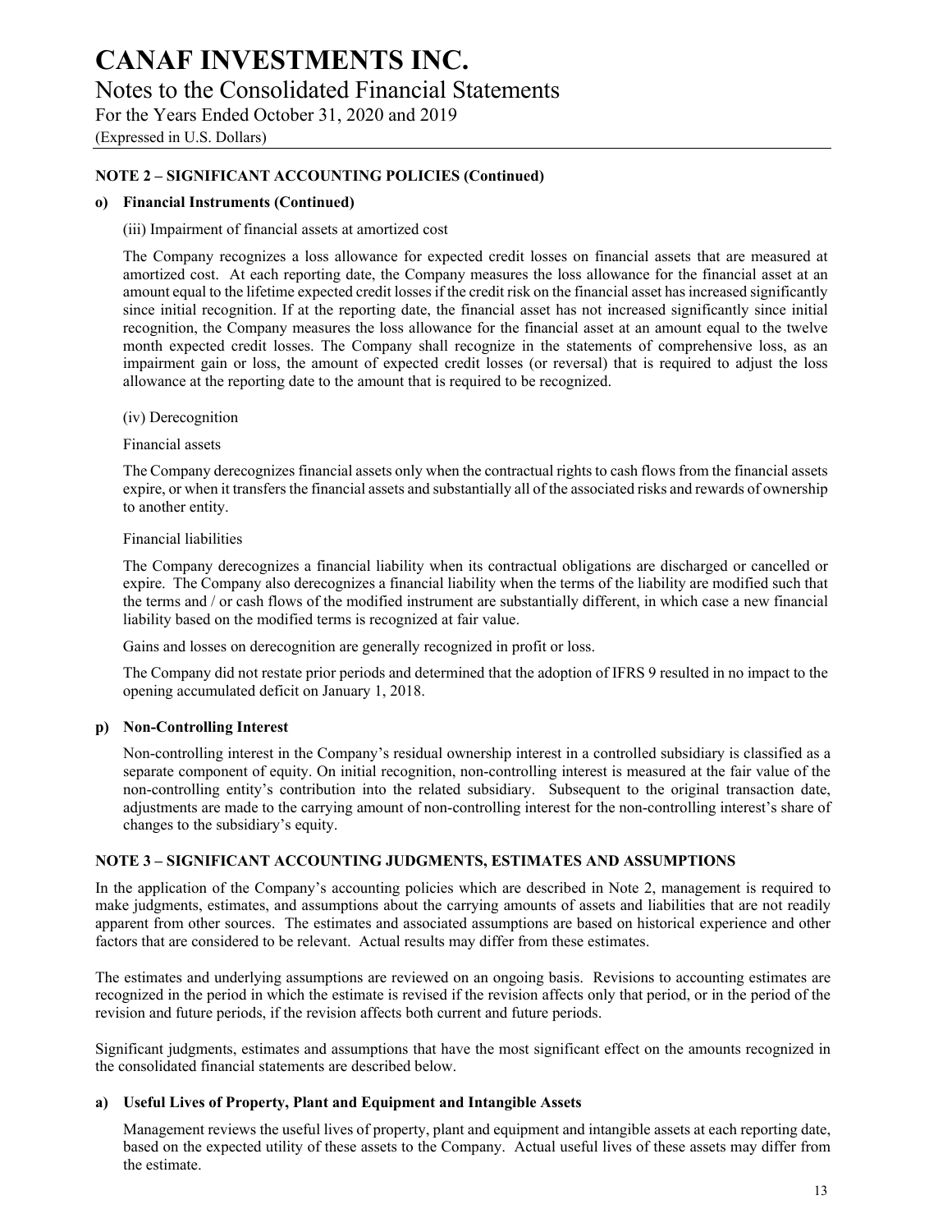**NOTE 2 – SIGNIFICANT ACCOUNTING POLICIES (Continued)**

**o) Financial Instruments (Continued)**

(iii) Impairment of financial assets at amortized cost

The Company recognizes a loss allowance for expected credit losses on financial assets that are measured at amortized cost. At each reporting date, the Company measures the loss allowance for the financial asset at an amount equal to the lifetime expected credit losses if the credit risk on the financial asset has increased significantly since initial recognition. If at the reporting date, the financial asset has not increased significantly since initial recognition, the Company measures the loss allowance for the financial asset at an amount equal to the twelve month expected credit losses. The Company shall recognize in the statements of comprehensive loss, as an impairment gain or loss, the amount of expected credit losses (or reversal) that is required to adjust the loss allowance at the reporting date to the amount that is required to be recognized.

(iv) Derecognition

Financial assets

The Company derecognizes financial assets only when the contractual rights to cash flows from the financial assets expire, or when it transfers the financial assets and substantially all of the associated risks and rewards of ownership to another entity.

Financial liabilities

The Company derecognizes a financial liability when its contractual obligations are discharged or cancelled or expire. The Company also derecognizes a financial liability when the terms of the liability are modified such that the terms and / or cash flows of the modified instrument are substantially different, in which case a new financial liability based on the modified terms is recognized at fair value.

Gains and losses on derecognition are generally recognized in profit or loss.

The Company did not restate prior periods and determined that the adoption of IFRS 9 resulted in no impact to the opening accumulated deficit on January 1, 2018.

**p) Non-Controlling Interest**

Non-controlling interest in the Company's residual ownership interest in a controlled subsidiary is classified as a separate component of equity. On initial recognition, non-controlling interest is measured at the fair value of the non-controlling entity's contribution into the related subsidiary. Subsequent to the original transaction date, adjustments are made to the carrying amount of non-controlling interest for the non-controlling interest's share of changes to the subsidiary's equity.

**NOTE 3 – SIGNIFICANT ACCOUNTING JUDGMENTS, ESTIMATES AND ASSUMPTIONS**

In the application of the Company's accounting policies which are described in Note 2, management is required to make judgments, estimates, and assumptions about the carrying amounts of assets and liabilities that are not readily apparent from other sources. The estimates and associated assumptions are based on historical experience and other factors that are considered to be relevant. Actual results may differ from these estimates.

The estimates and underlying assumptions are reviewed on an ongoing basis. Revisions to accounting estimates are recognized in the period in which the estimate is revised if the revision affects only that period, or in the period of the revision and future periods, if the revision affects both current and future periods.

Significant judgments, estimates and assumptions that have the most significant effect on the amounts recognized in the consolidated financial statements are described below.

**a) Useful Lives of Property, Plant and Equipment and Intangible Assets**

Management reviews the useful lives of property, plant and equipment and intangible assets at each reporting date, based on the expected utility of these assets to the Company. Actual useful lives of these assets may differ from the estimate.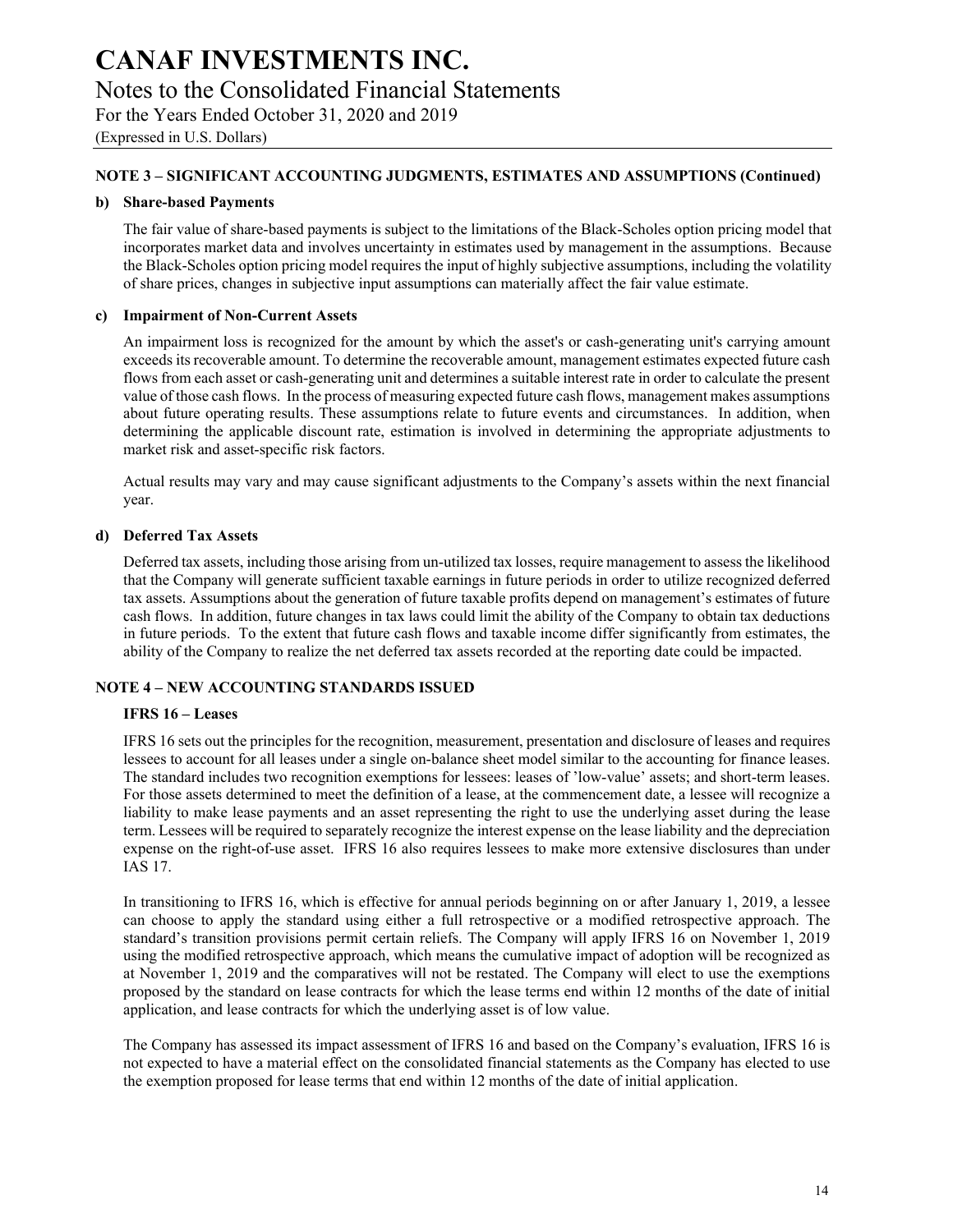**NOTE 3 – SIGNIFICANT ACCOUNTING JUDGMENTS, ESTIMATES AND ASSUMPTIONS (Continued)**

**b) Share-based Payments**

The fair value of share-based payments is subject to the limitations of the Black-Scholes option pricing model that incorporates market data and involves uncertainty in estimates used by management in the assumptions. Because the Black-Scholes option pricing model requires the input of highly subjective assumptions, including the volatility of share prices, changes in subjective input assumptions can materially affect the fair value estimate.

**c) Impairment of Non-Current Assets**

An impairment loss is recognized for the amount by which the asset's or cash-generating unit's carrying amount exceeds its recoverable amount. To determine the recoverable amount, management estimates expected future cash flows from each asset or cash-generating unit and determines a suitable interest rate in order to calculate the present value of those cash flows. In the process of measuring expected future cash flows, management makes assumptions about future operating results. These assumptions relate to future events and circumstances. In addition, when determining the applicable discount rate, estimation is involved in determining the appropriate adjustments to market risk and asset-specific risk factors.

Actual results may vary and may cause significant adjustments to the Company's assets within the next financial year.

**d) Deferred Tax Assets**

Deferred tax assets, including those arising from un-utilized tax losses, require management to assess the likelihood that the Company will generate sufficient taxable earnings in future periods in order to utilize recognized deferred tax assets. Assumptions about the generation of future taxable profits depend on management's estimates of future cash flows. In addition, future changes in tax laws could limit the ability of the Company to obtain tax deductions in future periods. To the extent that future cash flows and taxable income differ significantly from estimates, the ability of the Company to realize the net deferred tax assets recorded at the reporting date could be impacted.

**NOTE 4 – NEW ACCOUNTING STANDARDS ISSUED**

**IFRS 16 – Leases**

IFRS 16 sets out the principles for the recognition, measurement, presentation and disclosure of leases and requires lessees to account for all leases under a single on-balance sheet model similar to the accounting for finance leases. The standard includes two recognition exemptions for lessees: leases of 'low-value' assets; and short-term leases. For those assets determined to meet the definition of a lease, at the commencement date, a lessee will recognize a liability to make lease payments and an asset representing the right to use the underlying asset during the lease term. Lessees will be required to separately recognize the interest expense on the lease liability and the depreciation expense on the right-of-use asset. IFRS 16 also requires lessees to make more extensive disclosures than under IAS 17.

In transitioning to IFRS 16, which is effective for annual periods beginning on or after January 1, 2019, a lessee can choose to apply the standard using either a full retrospective or a modified retrospective approach. The standard's transition provisions permit certain reliefs. The Company will apply IFRS 16 on November 1, 2019 using the modified retrospective approach, which means the cumulative impact of adoption will be recognized as at November 1, 2019 and the comparatives will not be restated. The Company will elect to use the exemptions proposed by the standard on lease contracts for which the lease terms end within 12 months of the date of initial application, and lease contracts for which the underlying asset is of low value.

The Company has assessed its impact assessment of IFRS 16 and based on the Company's evaluation, IFRS 16 is not expected to have a material effect on the consolidated financial statements as the Company has elected to use the exemption proposed for lease terms that end within 12 months of the date of initial application.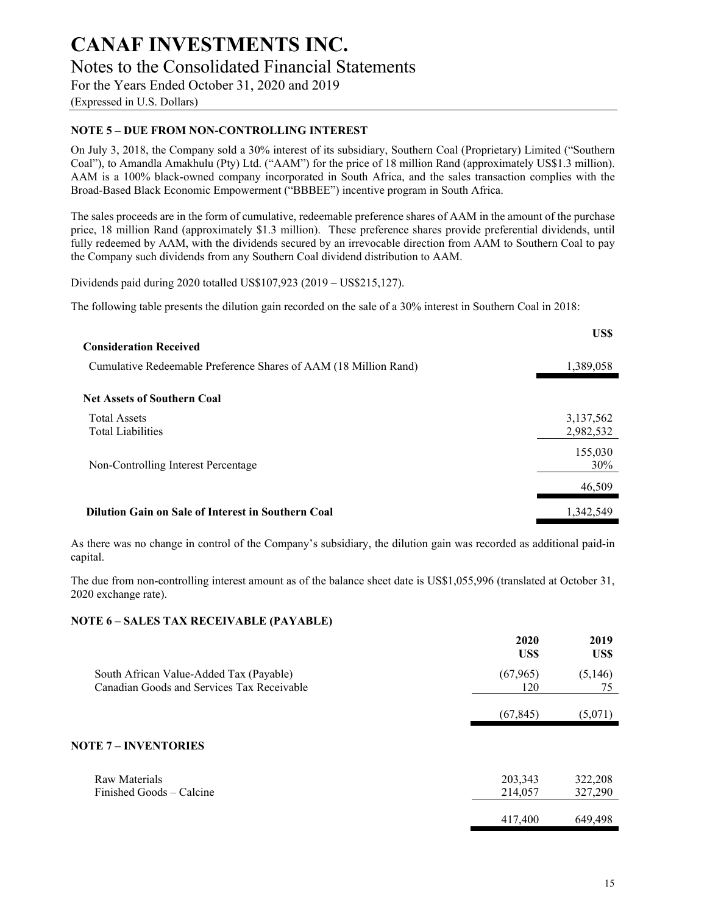## NOTE 5 – DUE FROM NON-CONTROLLING INTEREST

On July 3, 2018, the Company sold a 30% interest of its subsidiary, Southern Coal (Proprietary) Limited ("Southern Coal"), to Amandla Amakhulu (Pty) Ltd. ("AAM") for the price of 18 million Rand (approximately US$1.3 million). AAM is a 100% black-owned company incorporated in South Africa, and the sales transaction complies with the Broad-Based Black Economic Empowerment ("BBBEE") incentive program in South Africa.

The sales proceeds are in the form of cumulative, redeemable preference shares of AAM in the amount of the purchase price, 18 million Rand (approximately $1.3 million). These preference shares provide preferential dividends, until fully redeemed by AAM, with the dividends secured by an irrevocable direction from AAM to Southern Coal to pay the Company such dividends from any Southern Coal dividend distribution to AAM.

Dividends paid during 2020 totalled US$107,923 (2019 – US$215,127).

The following table presents the dilution gain recorded on the sale of a 30% interest in Southern Coal in 2018:

| | US$ |
|---|---|
| **Consideration Received** | |
| Cumulative Redeemable Preference Shares of AAM (18 Million Rand) | 1,389,058 |
| **Net Assets of Southern Coal** | |
| Total Assets | 3,137,562 |
| Total Liabilities | 2,982,532 |
| | 155,030 |
| Non-Controlling Interest Percentage | 30% |
| | 46,509 |
| **Dilution Gain on Sale of Interest in Southern Coal** | 1,342,549 |

As there was no change in control of the Company's subsidiary, the dilution gain was recorded as additional paid-in capital.

The due from non-controlling interest amount as of the balance sheet date is US$1,055,996 (translated at October 31, 2020 exchange rate).

## NOTE 6 – SALES TAX RECEIVABLE (PAYABLE)

| | 2020 US$ | 2019 US$ |
|---|---|---|
| South African Value-Added Tax (Payable) | (67,965) | (5,146) |
| Canadian Goods and Services Tax Receivable | 120 | 75 |
| | (67,845) | (5,071) |

## NOTE 7 – INVENTORIES

| | 2020 US$ | 2019 US$ |
|---|---|---|
| Raw Materials | 203,343 | 322,208 |
| Finished Goods – Calcine | 214,057 | 327,290 |
| | 417,400 | 649,498 |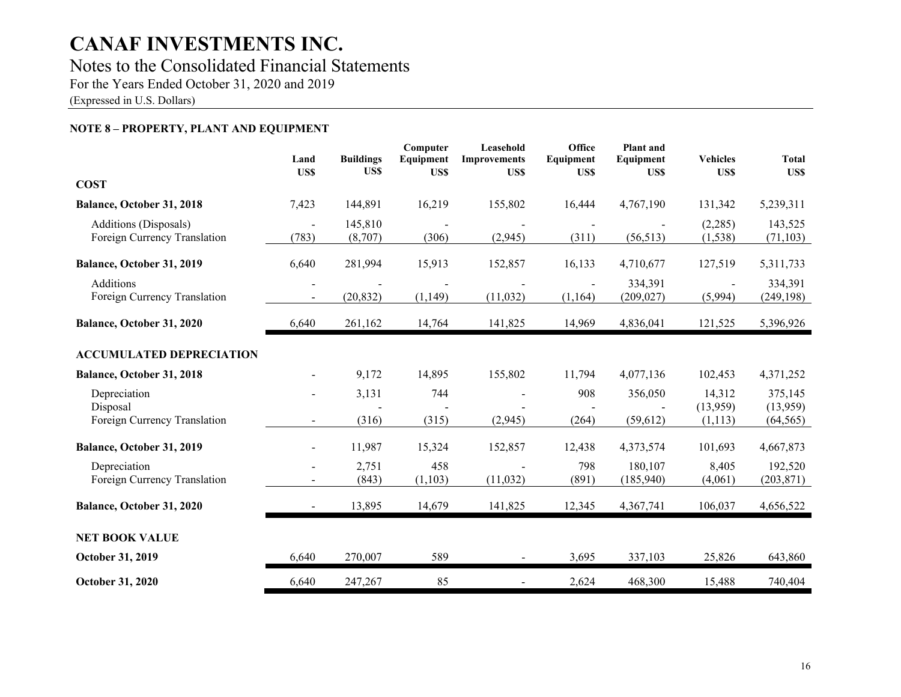# CANAF INVESTMENTS INC.

## Notes to the Consolidated Financial Statements

For the Years Ended October 31, 2020 and 2019

(Expressed in U.S. Dollars)

### NOTE 8 – PROPERTY, PLANT AND EQUIPMENT

| | Land US$ | Buildings US$ | Computer Equipment US$ | Leasehold Improvements US$ | Office Equipment US$ | Plant and Equipment US$ | Vehicles US$ | Total US$ |
|---|---|---|---|---|---|---|---|---|
| **COST** | | | | | | | | |
| **Balance, October 31, 2018** | 7,423 | 144,891 | 16,219 | 155,802 | 16,444 | 4,767,190 | 131,342 | 5,239,311 |
| Additions (Disposals) | - | 145,810 | - | - | - | - | (2,285) | 143,525 |
| Foreign Currency Translation | (783) | (8,707) | (306) | (2,945) | (311) | (56,513) | (1,538) | (71,103) |
| **Balance, October 31, 2019** | 6,640 | 281,994 | 15,913 | 152,857 | 16,133 | 4,710,677 | 127,519 | 5,311,733 |
| Additions | - | - | - | - | - | 334,391 | - | 334,391 |
| Foreign Currency Translation | - | (20,832) | (1,149) | (11,032) | (1,164) | (209,027) | (5,994) | (249,198) |
| **Balance, October 31, 2020** | 6,640 | 261,162 | 14,764 | 141,825 | 14,969 | 4,836,041 | 121,525 | 5,396,926 |
| **ACCUMULATED DEPRECIATION** | | | | | | | | |
| **Balance, October 31, 2018** | - | 9,172 | 14,895 | 155,802 | 11,794 | 4,077,136 | 102,453 | 4,371,252 |
| Depreciation | - | 3,131 | 744 | - | 908 | 356,050 | 14,312 | 375,145 |
| Disposal | | - | - | - | - | - | (13,959) | (13,959) |
| Foreign Currency Translation | - | (316) | (315) | (2,945) | (264) | (59,612) | (1,113) | (64,565) |
| **Balance, October 31, 2019** | - | 11,987 | 15,324 | 152,857 | 12,438 | 4,373,574 | 101,693 | 4,667,873 |
| Depreciation | - | 2,751 | 458 | - | 798 | 180,107 | 8,405 | 192,520 |
| Foreign Currency Translation | - | (843) | (1,103) | (11,032) | (891) | (185,940) | (4,061) | (203,871) |
| **Balance, October 31, 2020** | - | 13,895 | 14,679 | 141,825 | 12,345 | 4,367,741 | 106,037 | 4,656,522 |
| **NET BOOK VALUE** | | | | | | | | |
| **October 31, 2019** | 6,640 | 270,007 | 589 | - | 3,695 | 337,103 | 25,826 | 643,860 |
| **October 31, 2020** | 6,640 | 247,267 | 85 | - | 2,624 | 468,300 | 15,488 | 740,404 |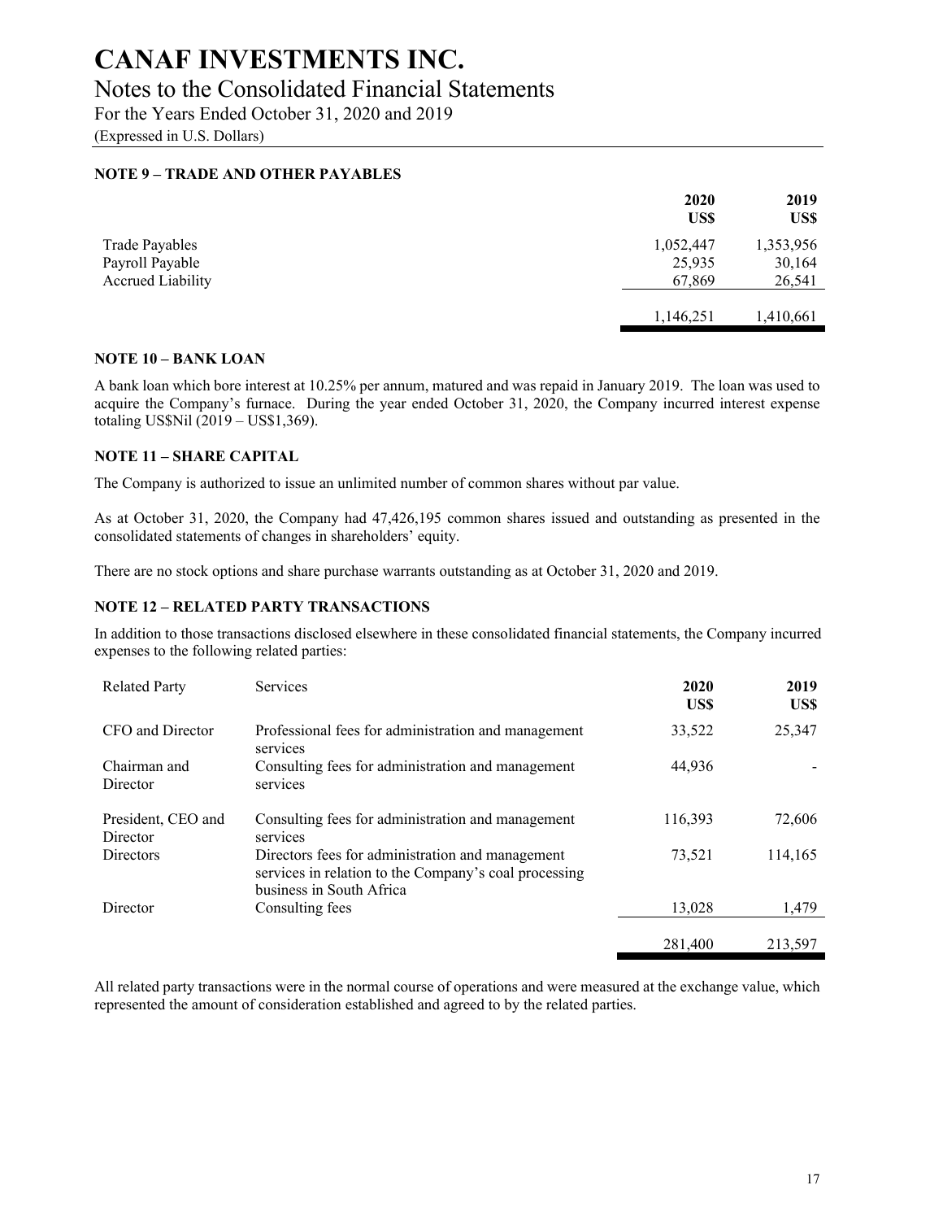# CANAF INVESTMENTS INC.

## Notes to the Consolidated Financial Statements

For the Years Ended October 31, 2020 and 2019

(Expressed in U.S. Dollars)

### NOTE 9 – TRADE AND OTHER PAYABLES

| | 2020 US$ | 2019 US$ |
|---|---|---|
| Trade Payables | 1,052,447 | 1,353,956 |
| Payroll Payable | 25,935 | 30,164 |
| Accrued Liability | 67,869 | 26,541 |
| | 1,146,251 | 1,410,661 |

### NOTE 10 – BANK LOAN

A bank loan which bore interest at 10.25% per annum, matured and was repaid in January 2019. The loan was used to acquire the Company's furnace. During the year ended October 31, 2020, the Company incurred interest expense totaling US$Nil (2019 – US$1,369).

### NOTE 11 – SHARE CAPITAL

The Company is authorized to issue an unlimited number of common shares without par value.

As at October 31, 2020, the Company had 47,426,195 common shares issued and outstanding as presented in the consolidated statements of changes in shareholders' equity.

There are no stock options and share purchase warrants outstanding as at October 31, 2020 and 2019.

### NOTE 12 – RELATED PARTY TRANSACTIONS

In addition to those transactions disclosed elsewhere in these consolidated financial statements, the Company incurred expenses to the following related parties:

| Related Party | Services | 2020 US$ | 2019 US$ |
|---|---|---|---|
| CFO and Director | Professional fees for administration and management services | 33,522 | 25,347 |
| Chairman and Director | Consulting fees for administration and management services | 44,936 | - |
| President, CEO and Director | Consulting fees for administration and management services | 116,393 | 72,606 |
| Directors | Directors fees for administration and management services in relation to the Company's coal processing business in South Africa | 73,521 | 114,165 |
| Director | Consulting fees | 13,028 | 1,479 |
| | | 281,400 | 213,597 |

All related party transactions were in the normal course of operations and were measured at the exchange value, which represented the amount of consideration established and agreed to by the related parties.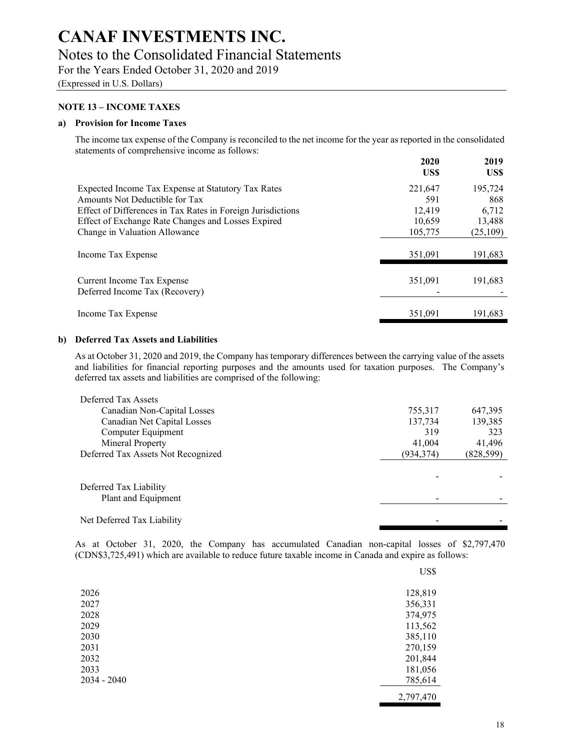# CANAF INVESTMENTS INC.

## Notes to the Consolidated Financial Statements

For the Years Ended October 31, 2020 and 2019

(Expressed in U.S. Dollars)

### NOTE 13 – INCOME TAXES

#### a) Provision for Income Taxes

The income tax expense of the Company is reconciled to the net income for the year as reported in the consolidated statements of comprehensive income as follows:

| | 2020 US$ | 2019 US$ |
|---|---|---|
| Expected Income Tax Expense at Statutory Tax Rates | 221,647 | 195,724 |
| Amounts Not Deductible for Tax | 591 | 868 |
| Effect of Differences in Tax Rates in Foreign Jurisdictions | 12,419 | 6,712 |
| Effect of Exchange Rate Changes and Losses Expired | 10,659 | 13,488 |
| Change in Valuation Allowance | 105,775 | (25,109) |
| Income Tax Expense | 351,091 | 191,683 |
| | | |
| Current Income Tax Expense | 351,091 | 191,683 |
| Deferred Income Tax (Recovery) | - | - |
| Income Tax Expense | 351,091 | 191,683 |

#### b) Deferred Tax Assets and Liabilities

As at October 31, 2020 and 2019, the Company has temporary differences between the carrying value of the assets and liabilities for financial reporting purposes and the amounts used for taxation purposes. The Company's deferred tax assets and liabilities are comprised of the following:

| | 2020 | 2019 |
|---|---|---|
| Deferred Tax Assets | | |
| Canadian Non-Capital Losses | 755,317 | 647,395 |
| Canadian Net Capital Losses | 137,734 | 139,385 |
| Computer Equipment | 319 | 323 |
| Mineral Property | 41,004 | 41,496 |
| Deferred Tax Assets Not Recognized | (934,374) | (828,599) |
| | - | - |
| Deferred Tax Liability | | |
| Plant and Equipment | - | - |
| Net Deferred Tax Liability | - | - |

As at October 31, 2020, the Company has accumulated Canadian non-capital losses of $2,797,470 (CDN$3,725,491) which are available to reduce future taxable income in Canada and expire as follows:

| | US$ |
|---|---|
| 2026 | 128,819 |
| 2027 | 356,331 |
| 2028 | 374,975 |
| 2029 | 113,562 |
| 2030 | 385,110 |
| 2031 | 270,159 |
| 2032 | 201,844 |
| 2033 | 181,056 |
| 2034 - 2040 | 785,614 |
| | 2,797,470 |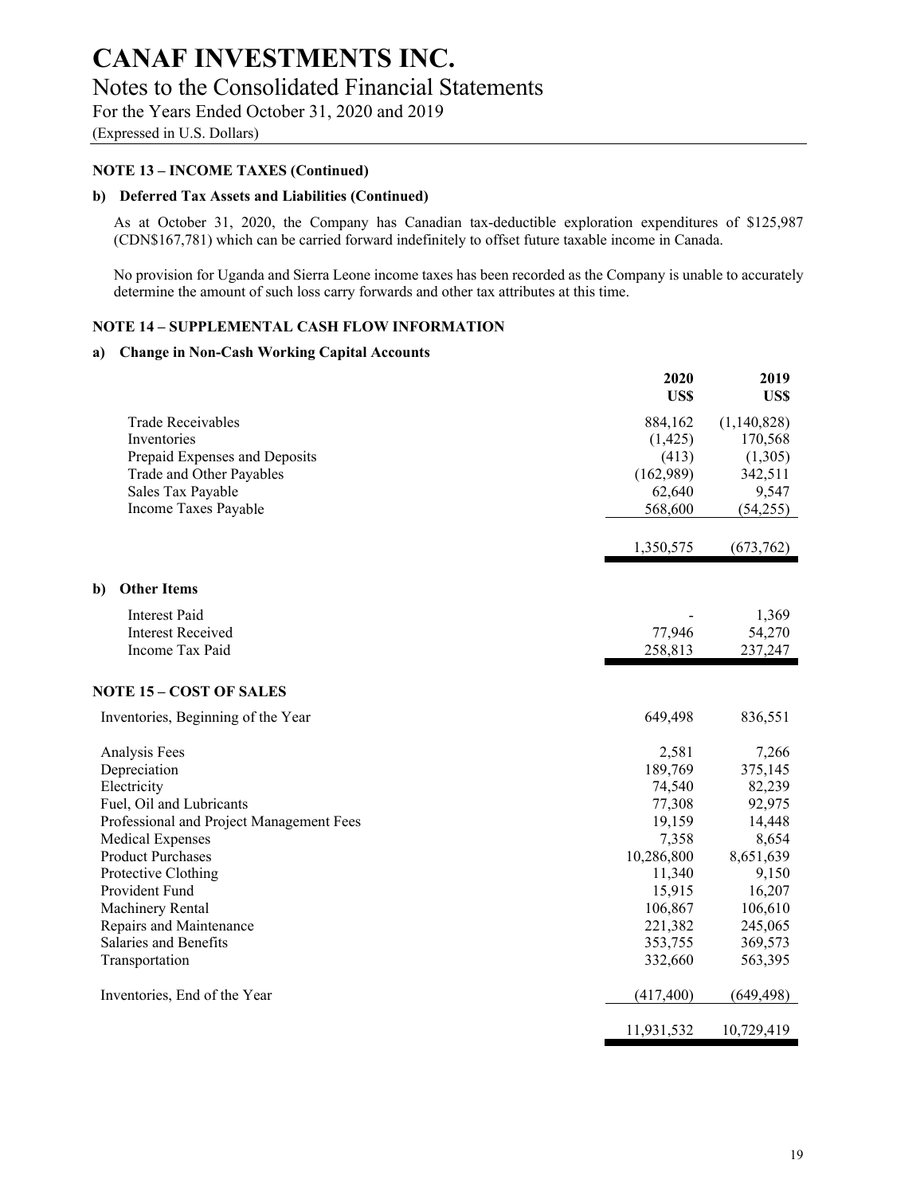# CANAF INVESTMENTS INC.

## Notes to the Consolidated Financial Statements

For the Years Ended October 31, 2020 and 2019

(Expressed in U.S. Dollars)

### NOTE 13 – INCOME TAXES (Continued)

#### b) Deferred Tax Assets and Liabilities (Continued)

As at October 31, 2020, the Company has Canadian tax-deductible exploration expenditures of $125,987 (CDN$167,781) which can be carried forward indefinitely to offset future taxable income in Canada.

No provision for Uganda and Sierra Leone income taxes has been recorded as the Company is unable to accurately determine the amount of such loss carry forwards and other tax attributes at this time.

### NOTE 14 – SUPPLEMENTAL CASH FLOW INFORMATION

#### a) Change in Non-Cash Working Capital Accounts

| | 2020 US$ | 2019 US$ |
|---|---|---|
| Trade Receivables | 884,162 | (1,140,828) |
| Inventories | (1,425) | 170,568 |
| Prepaid Expenses and Deposits | (413) | (1,305) |
| Trade and Other Payables | (162,989) | 342,511 |
| Sales Tax Payable | 62,640 | 9,547 |
| Income Taxes Payable | 568,600 | (54,255) |
| | 1,350,575 | (673,762) |

#### b) Other Items

| | 2020 US$ | 2019 US$ |
|---|---|---|
| Interest Paid | - | 1,369 |
| Interest Received | 77,946 | 54,270 |
| Income Tax Paid | 258,813 | 237,247 |

### NOTE 15 – COST OF SALES

| | 2020 US$ | 2019 US$ |
|---|---|---|
| Inventories, Beginning of the Year | 649,498 | 836,551 |
| Analysis Fees | 2,581 | 7,266 |
| Depreciation | 189,769 | 375,145 |
| Electricity | 74,540 | 82,239 |
| Fuel, Oil and Lubricants | 77,308 | 92,975 |
| Professional and Project Management Fees | 19,159 | 14,448 |
| Medical Expenses | 7,358 | 8,654 |
| Product Purchases | 10,286,800 | 8,651,639 |
| Protective Clothing | 11,340 | 9,150 |
| Provident Fund | 15,915 | 16,207 |
| Machinery Rental | 106,867 | 106,610 |
| Repairs and Maintenance | 221,382 | 245,065 |
| Salaries and Benefits | 353,755 | 369,573 |
| Transportation | 332,660 | 563,395 |
| Inventories, End of the Year | (417,400) | (649,498) |
| | 11,931,532 | 10,729,419 |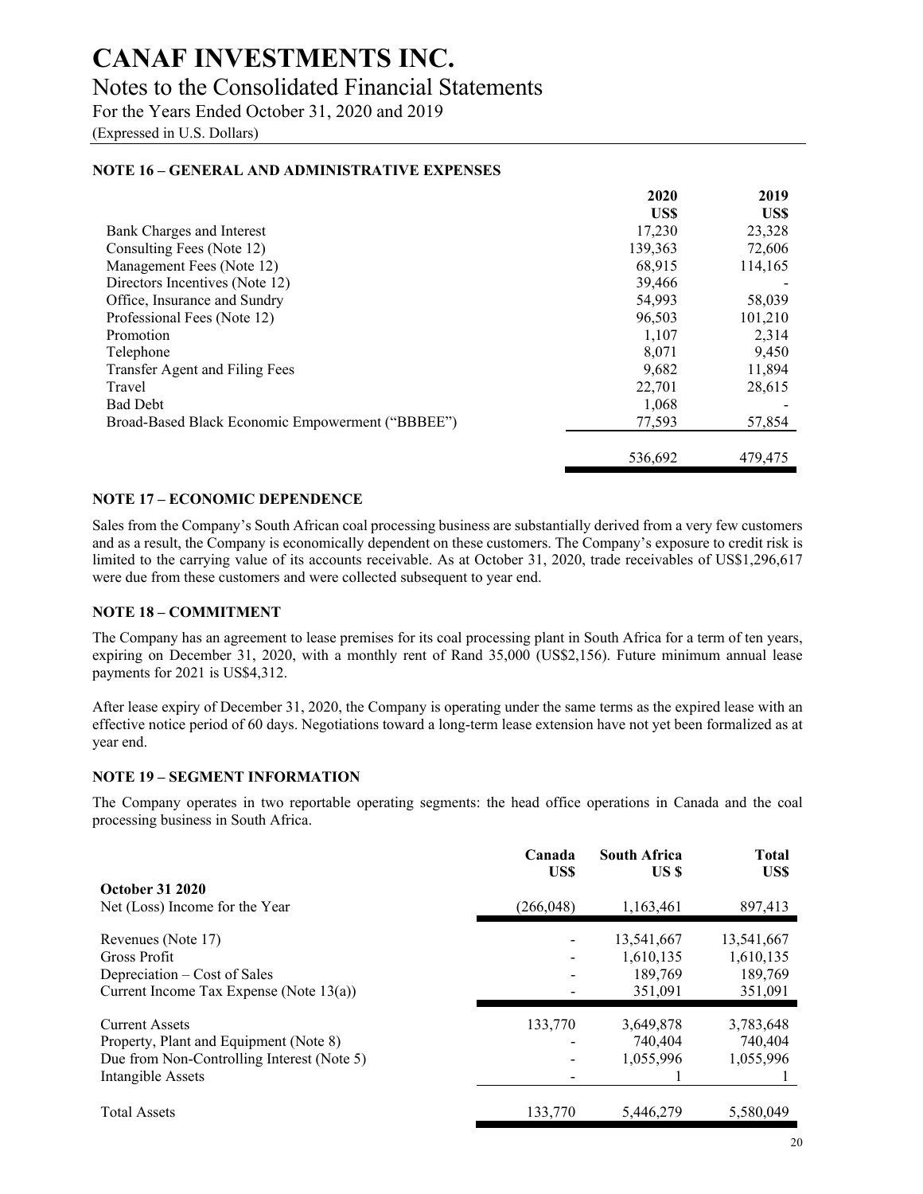# CANAF INVESTMENTS INC.

## Notes to the Consolidated Financial Statements

For the Years Ended October 31, 2020 and 2019

(Expressed in U.S. Dollars)

### NOTE 16 – GENERAL AND ADMINISTRATIVE EXPENSES

| | 2020 US$ | 2019 US$ |
|---|---|---|
| Bank Charges and Interest | 17,230 | 23,328 |
| Consulting Fees (Note 12) | 139,363 | 72,606 |
| Management Fees (Note 12) | 68,915 | 114,165 |
| Directors Incentives (Note 12) | 39,466 | - |
| Office, Insurance and Sundry | 54,993 | 58,039 |
| Professional Fees (Note 12) | 96,503 | 101,210 |
| Promotion | 1,107 | 2,314 |
| Telephone | 8,071 | 9,450 |
| Transfer Agent and Filing Fees | 9,682 | 11,894 |
| Travel | 22,701 | 28,615 |
| Bad Debt | 1,068 | - |
| Broad-Based Black Economic Empowerment ("BBBEE") | 77,593 | 57,854 |
| | 536,692 | 479,475 |

### NOTE 17 – ECONOMIC DEPENDENCE

Sales from the Company's South African coal processing business are substantially derived from a very few customers and as a result, the Company is economically dependent on these customers. The Company's exposure to credit risk is limited to the carrying value of its accounts receivable. As at October 31, 2020, trade receivables of US$1,296,617 were due from these customers and were collected subsequent to year end.

### NOTE 18 – COMMITMENT

The Company has an agreement to lease premises for its coal processing plant in South Africa for a term of ten years, expiring on December 31, 2020, with a monthly rent of Rand 35,000 (US$2,156). Future minimum annual lease payments for 2021 is US$4,312.

After lease expiry of December 31, 2020, the Company is operating under the same terms as the expired lease with an effective notice period of 60 days. Negotiations toward a long-term lease extension have not yet been formalized as at year end.

### NOTE 19 – SEGMENT INFORMATION

The Company operates in two reportable operating segments: the head office operations in Canada and the coal processing business in South Africa.

| | Canada US$ | South Africa US $ | Total US$ |
|---|---|---|---|
| **October 31 2020** | | | |
| Net (Loss) Income for the Year | (266,048) | 1,163,461 | 897,413 |
| Revenues (Note 17) | - | 13,541,667 | 13,541,667 |
| Gross Profit | - | 1,610,135 | 1,610,135 |
| Depreciation – Cost of Sales | - | 189,769 | 189,769 |
| Current Income Tax Expense (Note 13(a)) | - | 351,091 | 351,091 |
| Current Assets | 133,770 | 3,649,878 | 3,783,648 |
| Property, Plant and Equipment (Note 8) | - | 740,404 | 740,404 |
| Due from Non-Controlling Interest (Note 5) | - | 1,055,996 | 1,055,996 |
| Intangible Assets | - | 1 | 1 |
| Total Assets | 133,770 | 5,446,279 | 5,580,049 |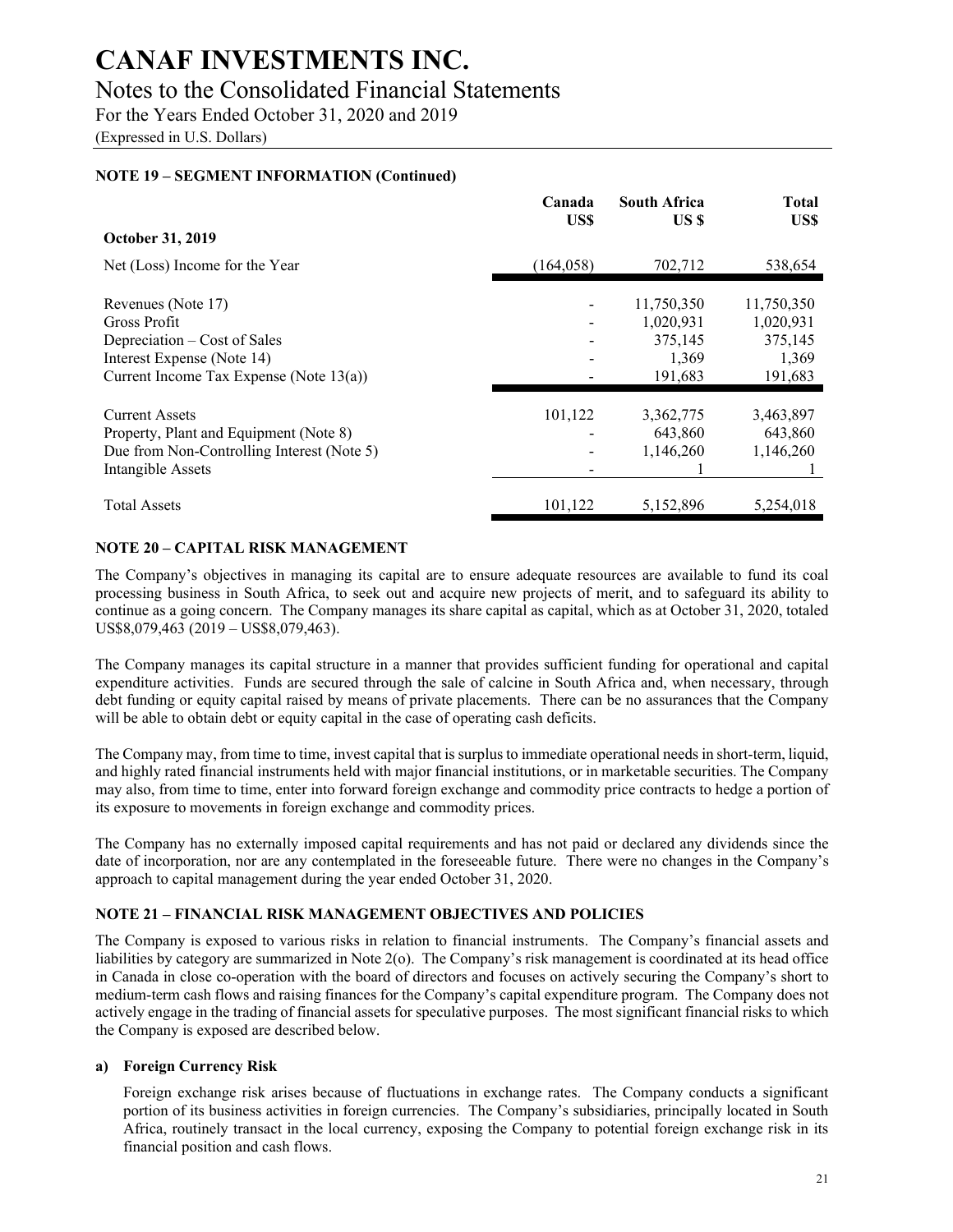# CANAF INVESTMENTS INC.

## Notes to the Consolidated Financial Statements

For the Years Ended October 31, 2020 and 2019

(Expressed in U.S. Dollars)

### NOTE 19 – SEGMENT INFORMATION (Continued)

| | Canada US$ | South Africa US $ | Total US$ |
|---|---|---|---|
| **October 31, 2019** | | | |
| Net (Loss) Income for the Year | (164,058) | 702,712 | 538,654 |
| Revenues (Note 17) | - | 11,750,350 | 11,750,350 |
| Gross Profit | - | 1,020,931 | 1,020,931 |
| Depreciation – Cost of Sales | - | 375,145 | 375,145 |
| Interest Expense (Note 14) | - | 1,369 | 1,369 |
| Current Income Tax Expense (Note 13(a)) | - | 191,683 | 191,683 |
| Current Assets | 101,122 | 3,362,775 | 3,463,897 |
| Property, Plant and Equipment (Note 8) | - | 643,860 | 643,860 |
| Due from Non-Controlling Interest (Note 5) | - | 1,146,260 | 1,146,260 |
| Intangible Assets | - | 1 | 1 |
| Total Assets | 101,122 | 5,152,896 | 5,254,018 |

### NOTE 20 – CAPITAL RISK MANAGEMENT

The Company's objectives in managing its capital are to ensure adequate resources are available to fund its coal processing business in South Africa, to seek out and acquire new projects of merit, and to safeguard its ability to continue as a going concern. The Company manages its share capital as capital, which as at October 31, 2020, totaled US$8,079,463 (2019 – US$8,079,463).

The Company manages its capital structure in a manner that provides sufficient funding for operational and capital expenditure activities. Funds are secured through the sale of calcine in South Africa and, when necessary, through debt funding or equity capital raised by means of private placements. There can be no assurances that the Company will be able to obtain debt or equity capital in the case of operating cash deficits.

The Company may, from time to time, invest capital that is surplus to immediate operational needs in short-term, liquid, and highly rated financial instruments held with major financial institutions, or in marketable securities. The Company may also, from time to time, enter into forward foreign exchange and commodity price contracts to hedge a portion of its exposure to movements in foreign exchange and commodity prices.

The Company has no externally imposed capital requirements and has not paid or declared any dividends since the date of incorporation, nor are any contemplated in the foreseeable future. There were no changes in the Company's approach to capital management during the year ended October 31, 2020.

### NOTE 21 – FINANCIAL RISK MANAGEMENT OBJECTIVES AND POLICIES

The Company is exposed to various risks in relation to financial instruments. The Company's financial assets and liabilities by category are summarized in Note 2(o). The Company's risk management is coordinated at its head office in Canada in close co-operation with the board of directors and focuses on actively securing the Company's short to medium-term cash flows and raising finances for the Company's capital expenditure program. The Company does not actively engage in the trading of financial assets for speculative purposes. The most significant financial risks to which the Company is exposed are described below.

**a) Foreign Currency Risk**

Foreign exchange risk arises because of fluctuations in exchange rates. The Company conducts a significant portion of its business activities in foreign currencies. The Company's subsidiaries, principally located in South Africa, routinely transact in the local currency, exposing the Company to potential foreign exchange risk in its financial position and cash flows.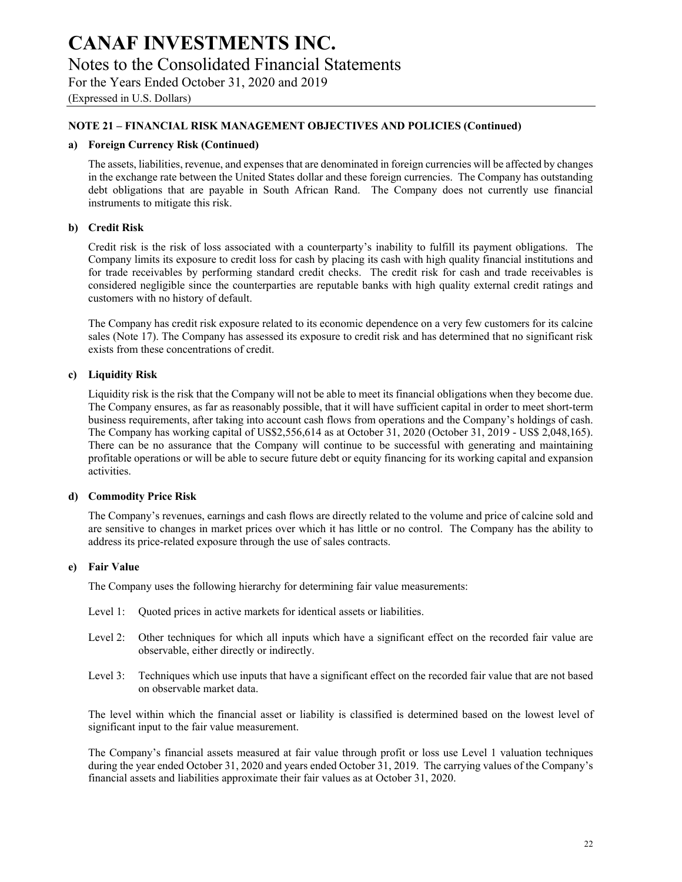## NOTE 21 – FINANCIAL RISK MANAGEMENT OBJECTIVES AND POLICIES (Continued)

### a) Foreign Currency Risk (Continued)

The assets, liabilities, revenue, and expenses that are denominated in foreign currencies will be affected by changes in the exchange rate between the United States dollar and these foreign currencies. The Company has outstanding debt obligations that are payable in South African Rand. The Company does not currently use financial instruments to mitigate this risk.

### b) Credit Risk

Credit risk is the risk of loss associated with a counterparty's inability to fulfill its payment obligations. The Company limits its exposure to credit loss for cash by placing its cash with high quality financial institutions and for trade receivables by performing standard credit checks. The credit risk for cash and trade receivables is considered negligible since the counterparties are reputable banks with high quality external credit ratings and customers with no history of default.

The Company has credit risk exposure related to its economic dependence on a very few customers for its calcine sales (Note 17). The Company has assessed its exposure to credit risk and has determined that no significant risk exists from these concentrations of credit.

### c) Liquidity Risk

Liquidity risk is the risk that the Company will not be able to meet its financial obligations when they become due. The Company ensures, as far as reasonably possible, that it will have sufficient capital in order to meet short-term business requirements, after taking into account cash flows from operations and the Company's holdings of cash. The Company has working capital of US$2,556,614 as at October 31, 2020 (October 31, 2019 - US$ 2,048,165). There can be no assurance that the Company will continue to be successful with generating and maintaining profitable operations or will be able to secure future debt or equity financing for its working capital and expansion activities.

### d) Commodity Price Risk

The Company's revenues, earnings and cash flows are directly related to the volume and price of calcine sold and are sensitive to changes in market prices over which it has little or no control. The Company has the ability to address its price-related exposure through the use of sales contracts.

### e) Fair Value

The Company uses the following hierarchy for determining fair value measurements:

Level 1: Quoted prices in active markets for identical assets or liabilities.

Level 2: Other techniques for which all inputs which have a significant effect on the recorded fair value are observable, either directly or indirectly.

Level 3: Techniques which use inputs that have a significant effect on the recorded fair value that are not based on observable market data.

The level within which the financial asset or liability is classified is determined based on the lowest level of significant input to the fair value measurement.

The Company's financial assets measured at fair value through profit or loss use Level 1 valuation techniques during the year ended October 31, 2020 and years ended October 31, 2019. The carrying values of the Company's financial assets and liabilities approximate their fair values as at October 31, 2020.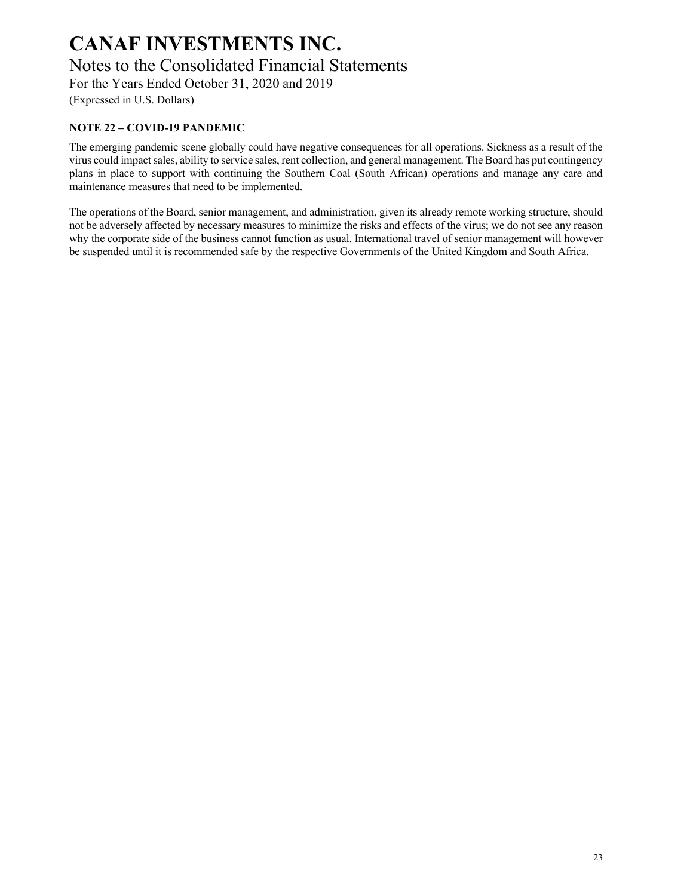## NOTE 22 – COVID-19 PANDEMIC

The emerging pandemic scene globally could have negative consequences for all operations. Sickness as a result of the virus could impact sales, ability to service sales, rent collection, and general management. The Board has put contingency plans in place to support with continuing the Southern Coal (South African) operations and manage any care and maintenance measures that need to be implemented.

The operations of the Board, senior management, and administration, given its already remote working structure, should not be adversely affected by necessary measures to minimize the risks and effects of the virus; we do not see any reason why the corporate side of the business cannot function as usual. International travel of senior management will however be suspended until it is recommended safe by the respective Governments of the United Kingdom and South Africa.